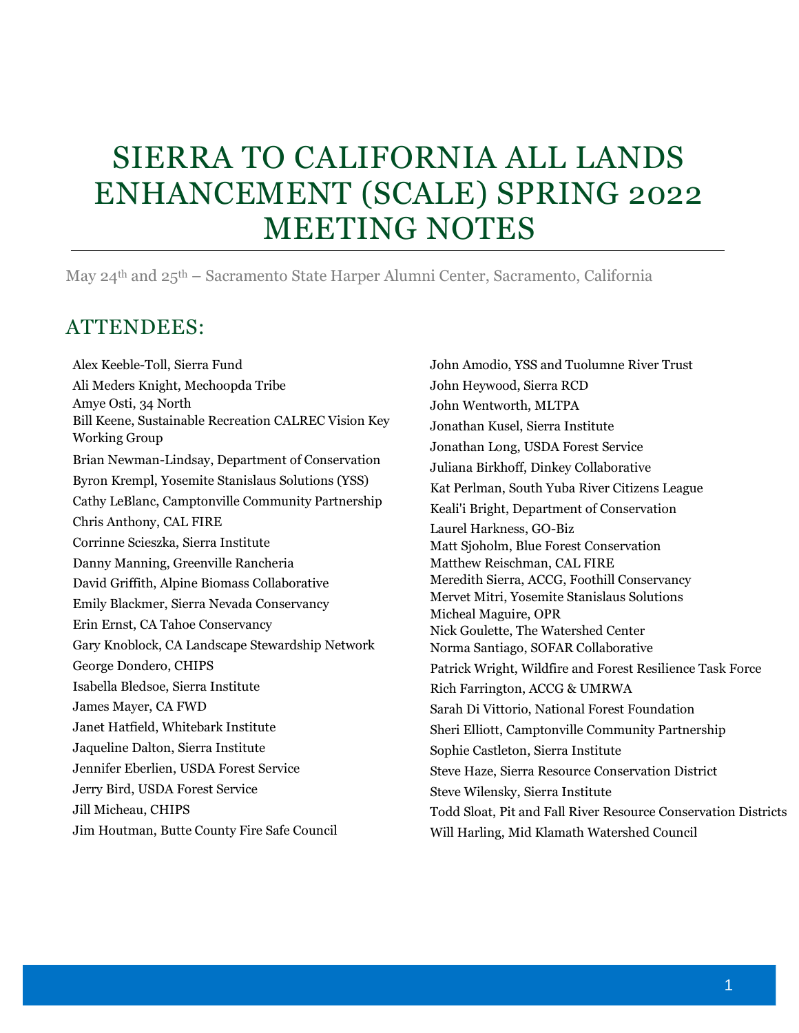# SIERRA TO CALIFORNIA ALL LANDS ENHANCEMENT (SCALE) SPRING 2022 MEETING NOTES

May 24th and 25th – Sacramento State Harper Alumni Center, Sacramento, California

## ATTENDEES:

Alex Keeble-Toll, Sierra Fund
Ali Meders Knight, Mechoopda Tribe
Amye Osti, 34 North
Bill Keene, Sustainable Recreation CALREC Vision Key Working Group
Brian Newman-Lindsay, Department of Conservation
Byron Krempl, Yosemite Stanislaus Solutions (YSS)
Cathy LeBlanc, Camptonville Community Partnership
Chris Anthony, CAL FIRE
Corrinne Scieszka, Sierra Institute
Danny Manning, Greenville Rancheria
David Griffith, Alpine Biomass Collaborative
Emily Blackmer, Sierra Nevada Conservancy
Erin Ernst, CA Tahoe Conservancy
Gary Knoblock, CA Landscape Stewardship Network
George Dondero, CHIPS
Isabella Bledsoe, Sierra Institute
James Mayer, CA FWD
Janet Hatfield, Whitebark Institute
Jaqueline Dalton, Sierra Institute
Jennifer Eberlien, USDA Forest Service
Jerry Bird, USDA Forest Service
Jill Micheau, CHIPS
Jim Houtman, Butte County Fire Safe Council
John Amodio, YSS and Tuolumne River Trust
John Heywood, Sierra RCD
John Wentworth, MLTPA
Jonathan Kusel, Sierra Institute
Jonathan Long, USDA Forest Service
Juliana Birkhoff, Dinkey Collaborative
Kat Perlman, South Yuba River Citizens League
Keali'i Bright, Department of Conservation
Laurel Harkness, GO-Biz
Matt Sjoholm, Blue Forest Conservation
Matthew Reischman, CAL FIRE
Meredith Sierra, ACCG, Foothill Conservancy
Mervet Mitri, Yosemite Stanislaus Solutions
Micheal Maguire, OPR
Nick Goulette, The Watershed Center
Norma Santiago, SOFAR Collaborative
Patrick Wright, Wildfire and Forest Resilience Task Force
Rich Farrington, ACCG & UMRWA
Sarah Di Vittorio, National Forest Foundation
Sheri Elliott, Camptonville Community Partnership
Sophie Castleton, Sierra Institute
Steve Haze, Sierra Resource Conservation District
Steve Wilensky, Sierra Institute
Todd Sloat, Pit and Fall River Resource Conservation Districts
Will Harling, Mid Klamath Watershed Council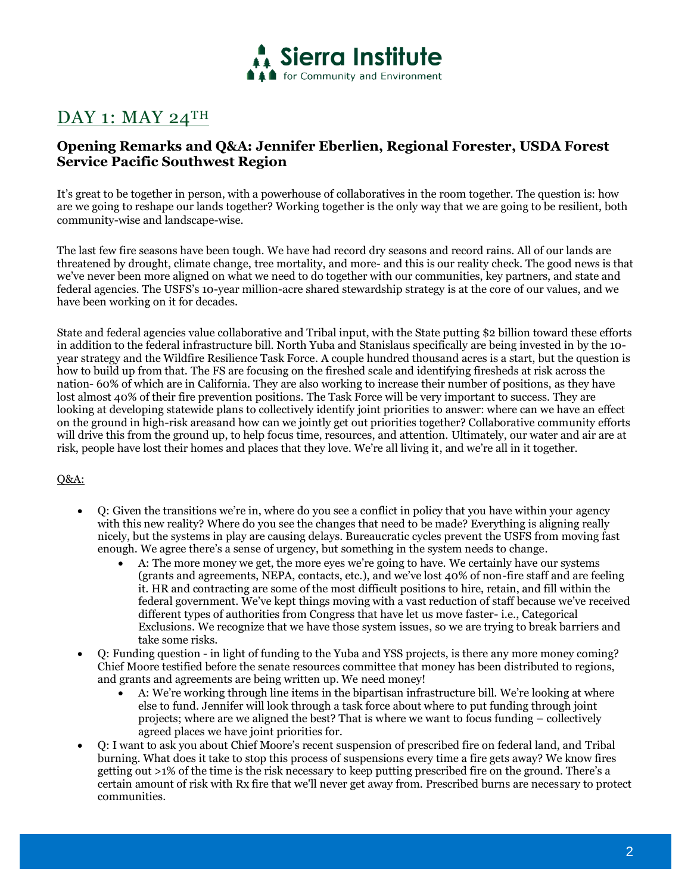## DAY 1: MAY 24TH

### Opening Remarks and Q&A: Jennifer Eberlien, Regional Forester, USDA Forest Service Pacific Southwest Region

It's great to be together in person, with a powerhouse of collaboratives in the room together. The question is: how are we going to reshape our lands together? Working together is the only way that we are going to be resilient, both community-wise and landscape-wise.

The last few fire seasons have been tough. We have had record dry seasons and record rains. All of our lands are threatened by drought, climate change, tree mortality, and more- and this is our reality check. The good news is that we've never been more aligned on what we need to do together with our communities, key partners, and state and federal agencies. The USFS's 10-year million-acre shared stewardship strategy is at the core of our values, and we have been working on it for decades.

State and federal agencies value collaborative and Tribal input, with the State putting $2 billion toward these efforts in addition to the federal infrastructure bill. North Yuba and Stanislaus specifically are being invested in by the 10-year strategy and the Wildfire Resilience Task Force. A couple hundred thousand acres is a start, but the question is how to build up from that. The FS are focusing on the fireshed scale and identifying firesheds at risk across the nation- 60% of which are in California. They are also working to increase their number of positions, as they have lost almost 40% of their fire prevention positions. The Task Force will be very important to success. They are looking at developing statewide plans to collectively identify joint priorities to answer: where can we have an effect on the ground in high-risk areasand how can we jointly get out priorities together? Collaborative community efforts will drive this from the ground up, to help focus time, resources, and attention. Ultimately, our water and air are at risk, people have lost their homes and places that they love. We're all living it, and we're all in it together.

Q&A:

- Q: Given the transitions we're in, where do you see a conflict in policy that you have within your agency with this new reality? Where do you see the changes that need to be made? Everything is aligning really nicely, but the systems in play are causing delays. Bureaucratic cycles prevent the USFS from moving fast enough. We agree there's a sense of urgency, but something in the system needs to change.
  - A: The more money we get, the more eyes we're going to have. We certainly have our systems (grants and agreements, NEPA, contacts, etc.), and we've lost 40% of non-fire staff and are feeling it. HR and contracting are some of the most difficult positions to hire, retain, and fill within the federal government. We've kept things moving with a vast reduction of staff because we've received different types of authorities from Congress that have let us move faster- i.e., Categorical Exclusions. We recognize that we have those system issues, so we are trying to break barriers and take some risks.
- Q: Funding question - in light of funding to the Yuba and YSS projects, is there any more money coming? Chief Moore testified before the senate resources committee that money has been distributed to regions, and grants and agreements are being written up. We need money!
  - A: We're working through line items in the bipartisan infrastructure bill. We're looking at where else to fund. Jennifer will look through a task force about where to put funding through joint projects; where are we aligned the best? That is where we want to focus funding – collectively agreed places we have joint priorities for.
- Q: I want to ask you about Chief Moore's recent suspension of prescribed fire on federal land, and Tribal burning. What does it take to stop this process of suspensions every time a fire gets away? We know fires getting out >1% of the time is the risk necessary to keep putting prescribed fire on the ground. There's a certain amount of risk with Rx fire that we'll never get away from. Prescribed burns are necessary to protect communities.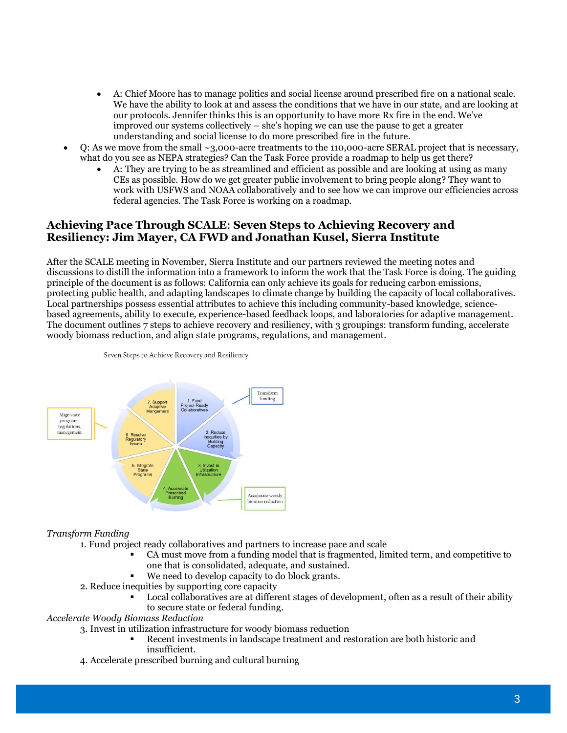- A: Chief Moore has to manage politics and social license around prescribed fire on a national scale. We have the ability to look at and assess the conditions that we have in our state, and are looking at our protocols. Jennifer thinks this is an opportunity to have more Rx fire in the end. We've improved our systems collectively – she's hoping we can use the pause to get a greater understanding and social license to do more prescribed fire in the future.
- Q: As we move from the small ~3,000-acre treatments to the 110,000-acre SERAL project that is necessary, what do you see as NEPA strategies? Can the Task Force provide a roadmap to help us get there?
  - A: They are trying to be as streamlined and efficient as possible and are looking at using as many CEs as possible. How do we get greater public involvement to bring people along? They want to work with USFWS and NOAA collaboratively and to see how we can improve our efficiencies across federal agencies. The Task Force is working on a roadmap.

## Achieving Pace Through SCALE: Seven Steps to Achieving Recovery and Resiliency: Jim Mayer, CA FWD and Jonathan Kusel, Sierra Institute

After the SCALE meeting in November, Sierra Institute and our partners reviewed the meeting notes and discussions to distill the information into a framework to inform the work that the Task Force is doing. The guiding principle of the document is as follows: California can only achieve its goals for reducing carbon emissions, protecting public health, and adapting landscapes to climate change by building the capacity of local collaboratives. Local partnerships possess essential attributes to achieve this including community-based knowledge, science-based agreements, ability to execute, experience-based feedback loops, and laboratories for adaptive management. The document outlines 7 steps to achieve recovery and resiliency, with 3 groupings: transform funding, accelerate woody biomass reduction, and align state programs, regulations, and management.

Seven Steps to Achieve Recovery and Resiliency

Transform funding: 1. Fund Project-Ready Collaboratives; 2. Reduce Inequities by Building Capacity

Accelerate woody biomass reduction: 3. Invest in Utilization Infrastructure; 4. Accelerate Prescribed Burning

Align state programs, regulations, management: 5. Integrate State Programs; 6. Resolve Regulatory Issues; 7. Support Adaptive Mangement

*Transform Funding*

1. Fund project ready collaboratives and partners to increase pace and scale
   - CA must move from a funding model that is fragmented, limited term, and competitive to one that is consolidated, adequate, and sustained.
   - We need to develop capacity to do block grants.
2. Reduce inequities by supporting core capacity
   - Local collaboratives are at different stages of development, often as a result of their ability to secure state or federal funding.

*Accelerate Woody Biomass Reduction*

3. Invest in utilization infrastructure for woody biomass reduction
   - Recent investments in landscape treatment and restoration are both historic and insufficient.
4. Accelerate prescribed burning and cultural burning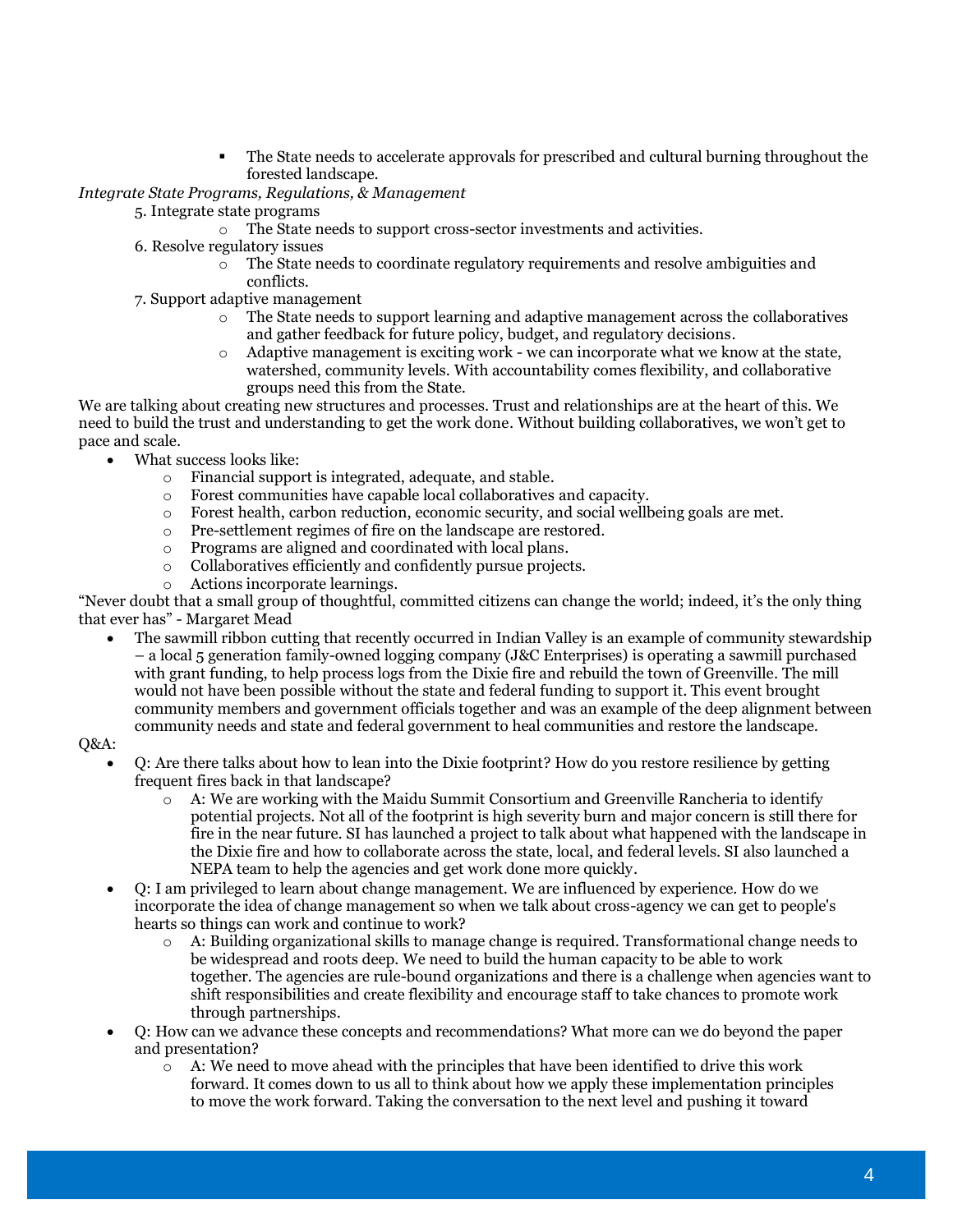- The State needs to accelerate approvals for prescribed and cultural burning throughout the forested landscape.

*Integrate State Programs, Regulations, & Management*

5. Integrate state programs
    - The State needs to support cross-sector investments and activities.
6. Resolve regulatory issues
    - The State needs to coordinate regulatory requirements and resolve ambiguities and conflicts.
7. Support adaptive management
    - The State needs to support learning and adaptive management across the collaboratives and gather feedback for future policy, budget, and regulatory decisions.
    - Adaptive management is exciting work - we can incorporate what we know at the state, watershed, community levels. With accountability comes flexibility, and collaborative groups need this from the State.

We are talking about creating new structures and processes. Trust and relationships are at the heart of this. We need to build the trust and understanding to get the work done. Without building collaboratives, we won't get to pace and scale.

- What success looks like:
    - Financial support is integrated, adequate, and stable.
    - Forest communities have capable local collaboratives and capacity.
    - Forest health, carbon reduction, economic security, and social wellbeing goals are met.
    - Pre-settlement regimes of fire on the landscape are restored.
    - Programs are aligned and coordinated with local plans.
    - Collaboratives efficiently and confidently pursue projects.
    - Actions incorporate learnings.

"Never doubt that a small group of thoughtful, committed citizens can change the world; indeed, it's the only thing that ever has" - Margaret Mead

- The sawmill ribbon cutting that recently occurred in Indian Valley is an example of community stewardship – a local 5 generation family-owned logging company (J&C Enterprises) is operating a sawmill purchased with grant funding, to help process logs from the Dixie fire and rebuild the town of Greenville. The mill would not have been possible without the state and federal funding to support it. This event brought community members and government officials together and was an example of the deep alignment between community needs and state and federal government to heal communities and restore the landscape.

Q&A:

- Q: Are there talks about how to lean into the Dixie footprint? How do you restore resilience by getting frequent fires back in that landscape?
    - A: We are working with the Maidu Summit Consortium and Greenville Rancheria to identify potential projects. Not all of the footprint is high severity burn and major concern is still there for fire in the near future. SI has launched a project to talk about what happened with the landscape in the Dixie fire and how to collaborate across the state, local, and federal levels. SI also launched a NEPA team to help the agencies and get work done more quickly.
- Q: I am privileged to learn about change management. We are influenced by experience. How do we incorporate the idea of change management so when we talk about cross-agency we can get to people's hearts so things can work and continue to work?
    - A: Building organizational skills to manage change is required. Transformational change needs to be widespread and roots deep. We need to build the human capacity to be able to work together. The agencies are rule-bound organizations and there is a challenge when agencies want to shift responsibilities and create flexibility and encourage staff to take chances to promote work through partnerships.
- Q: How can we advance these concepts and recommendations? What more can we do beyond the paper and presentation?
    - A: We need to move ahead with the principles that have been identified to drive this work forward. It comes down to us all to think about how we apply these implementation principles to move the work forward. Taking the conversation to the next level and pushing it toward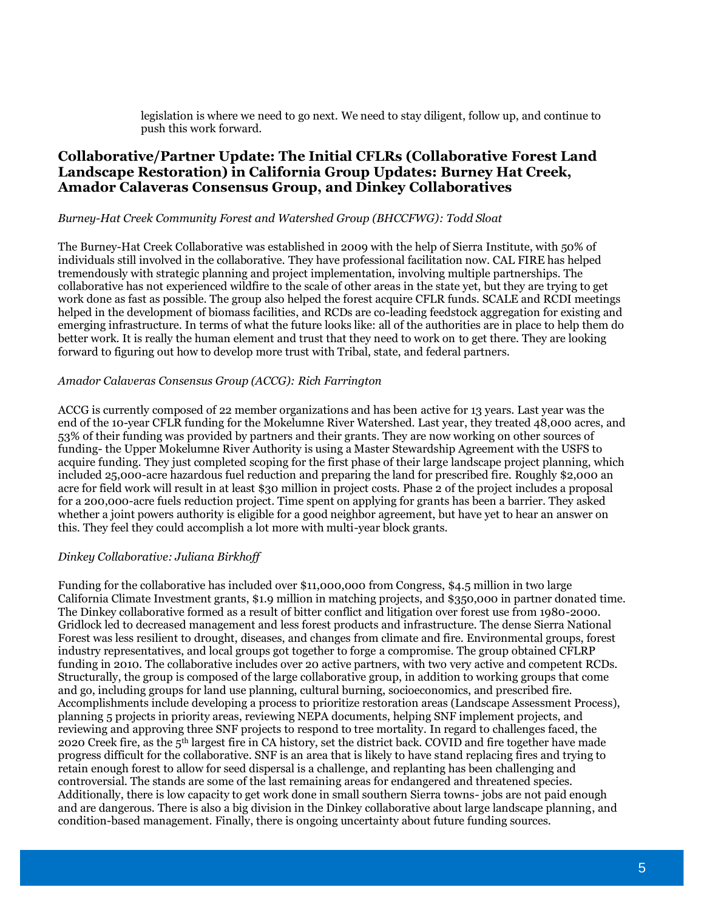legislation is where we need to go next. We need to stay diligent, follow up, and continue to push this work forward.

## Collaborative/Partner Update: The Initial CFLRs (Collaborative Forest Land Landscape Restoration) in California Group Updates: Burney Hat Creek, Amador Calaveras Consensus Group, and Dinkey Collaboratives

*Burney-Hat Creek Community Forest and Watershed Group (BHCCFWG): Todd Sloat*

The Burney-Hat Creek Collaborative was established in 2009 with the help of Sierra Institute, with 50% of individuals still involved in the collaborative. They have professional facilitation now. CAL FIRE has helped tremendously with strategic planning and project implementation, involving multiple partnerships. The collaborative has not experienced wildfire to the scale of other areas in the state yet, but they are trying to get work done as fast as possible. The group also helped the forest acquire CFLR funds. SCALE and RCDI meetings helped in the development of biomass facilities, and RCDs are co-leading feedstock aggregation for existing and emerging infrastructure. In terms of what the future looks like: all of the authorities are in place to help them do better work. It is really the human element and trust that they need to work on to get there. They are looking forward to figuring out how to develop more trust with Tribal, state, and federal partners.

*Amador Calaveras Consensus Group (ACCG): Rich Farrington*

ACCG is currently composed of 22 member organizations and has been active for 13 years. Last year was the end of the 10-year CFLR funding for the Mokelumne River Watershed. Last year, they treated 48,000 acres, and 53% of their funding was provided by partners and their grants. They are now working on other sources of funding- the Upper Mokelumne River Authority is using a Master Stewardship Agreement with the USFS to acquire funding. They just completed scoping for the first phase of their large landscape project planning, which included 25,000-acre hazardous fuel reduction and preparing the land for prescribed fire. Roughly $2,000 an acre for field work will result in at least $30 million in project costs. Phase 2 of the project includes a proposal for a 200,000-acre fuels reduction project. Time spent on applying for grants has been a barrier. They asked whether a joint powers authority is eligible for a good neighbor agreement, but have yet to hear an answer on this. They feel they could accomplish a lot more with multi-year block grants.

*Dinkey Collaborative: Juliana Birkhoff*

Funding for the collaborative has included over $11,000,000 from Congress, $4.5 million in two large California Climate Investment grants, $1.9 million in matching projects, and $350,000 in partner donated time. The Dinkey collaborative formed as a result of bitter conflict and litigation over forest use from 1980-2000. Gridlock led to decreased management and less forest products and infrastructure. The dense Sierra National Forest was less resilient to drought, diseases, and changes from climate and fire. Environmental groups, forest industry representatives, and local groups got together to forge a compromise. The group obtained CFLRP funding in 2010. The collaborative includes over 20 active partners, with two very active and competent RCDs. Structurally, the group is composed of the large collaborative group, in addition to working groups that come and go, including groups for land use planning, cultural burning, socioeconomics, and prescribed fire. Accomplishments include developing a process to prioritize restoration areas (Landscape Assessment Process), planning 5 projects in priority areas, reviewing NEPA documents, helping SNF implement projects, and reviewing and approving three SNF projects to respond to tree mortality. In regard to challenges faced, the 2020 Creek fire, as the 5th largest fire in CA history, set the district back. COVID and fire together have made progress difficult for the collaborative. SNF is an area that is likely to have stand replacing fires and trying to retain enough forest to allow for seed dispersal is a challenge, and replanting has been challenging and controversial. The stands are some of the last remaining areas for endangered and threatened species. Additionally, there is low capacity to get work done in small southern Sierra towns- jobs are not paid enough and are dangerous. There is also a big division in the Dinkey collaborative about large landscape planning, and condition-based management. Finally, there is ongoing uncertainty about future funding sources.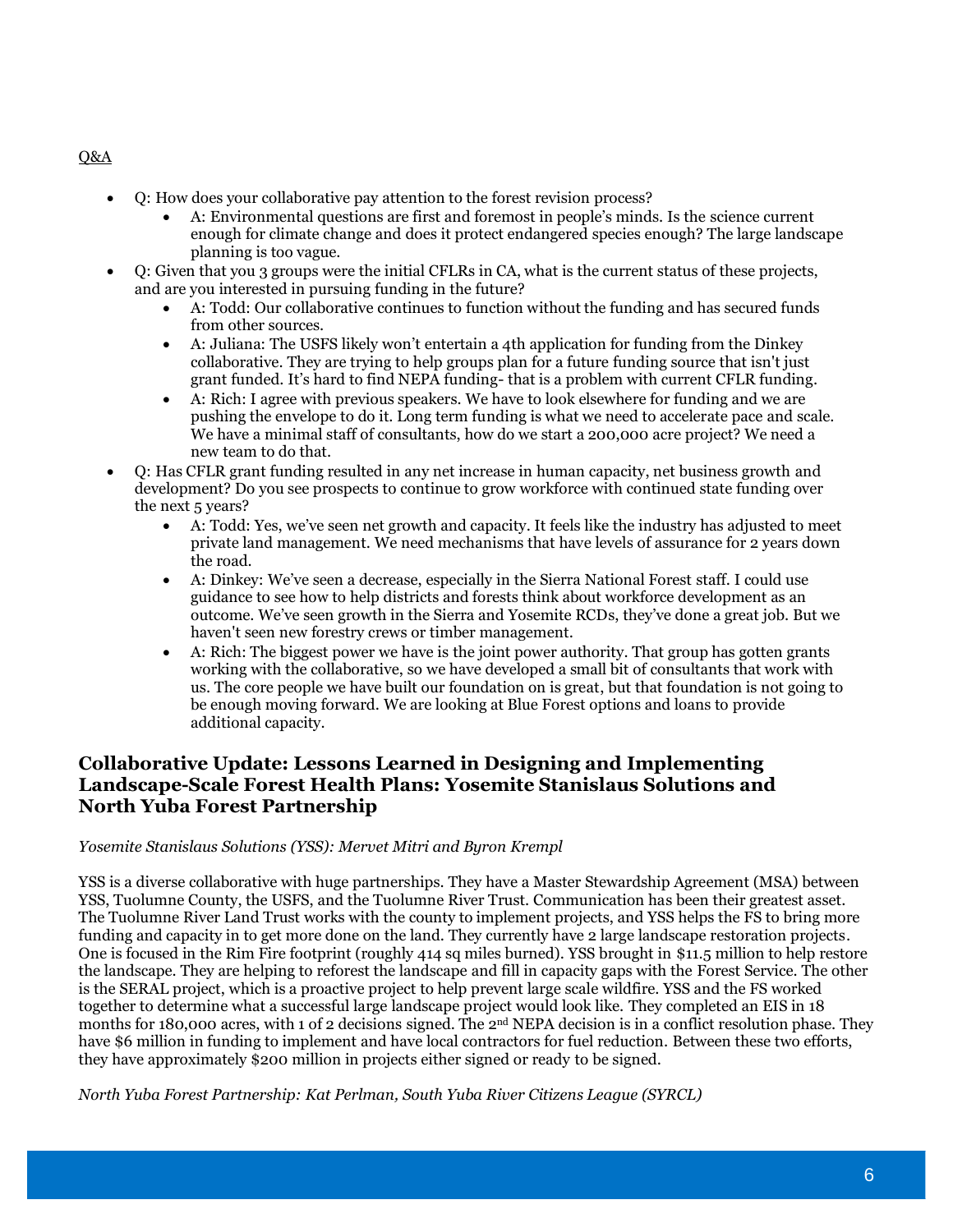Q&A

- Q: How does your collaborative pay attention to the forest revision process?
    - A: Environmental questions are first and foremost in people's minds. Is the science current enough for climate change and does it protect endangered species enough? The large landscape planning is too vague.
- Q: Given that you 3 groups were the initial CFLRs in CA, what is the current status of these projects, and are you interested in pursuing funding in the future?
    - A: Todd: Our collaborative continues to function without the funding and has secured funds from other sources.
    - A: Juliana: The USFS likely won't entertain a 4th application for funding from the Dinkey collaborative. They are trying to help groups plan for a future funding source that isn't just grant funded. It's hard to find NEPA funding- that is a problem with current CFLR funding.
    - A: Rich: I agree with previous speakers. We have to look elsewhere for funding and we are pushing the envelope to do it. Long term funding is what we need to accelerate pace and scale. We have a minimal staff of consultants, how do we start a 200,000 acre project? We need a new team to do that.
- Q: Has CFLR grant funding resulted in any net increase in human capacity, net business growth and development? Do you see prospects to continue to grow workforce with continued state funding over the next 5 years?
    - A: Todd: Yes, we've seen net growth and capacity. It feels like the industry has adjusted to meet private land management. We need mechanisms that have levels of assurance for 2 years down the road.
    - A: Dinkey: We've seen a decrease, especially in the Sierra National Forest staff. I could use guidance to see how to help districts and forests think about workforce development as an outcome. We've seen growth in the Sierra and Yosemite RCDs, they've done a great job. But we haven't seen new forestry crews or timber management.
    - A: Rich: The biggest power we have is the joint power authority. That group has gotten grants working with the collaborative, so we have developed a small bit of consultants that work with us. The core people we have built our foundation on is great, but that foundation is not going to be enough moving forward. We are looking at Blue Forest options and loans to provide additional capacity.

### Collaborative Update: Lessons Learned in Designing and Implementing Landscape-Scale Forest Health Plans: Yosemite Stanislaus Solutions and North Yuba Forest Partnership

*Yosemite Stanislaus Solutions (YSS): Mervet Mitri and Byron Krempl*

YSS is a diverse collaborative with huge partnerships. They have a Master Stewardship Agreement (MSA) between YSS, Tuolumne County, the USFS, and the Tuolumne River Trust. Communication has been their greatest asset. The Tuolumne River Land Trust works with the county to implement projects, and YSS helps the FS to bring more funding and capacity in to get more done on the land. They currently have 2 large landscape restoration projects. One is focused in the Rim Fire footprint (roughly 414 sq miles burned). YSS brought in $11.5 million to help restore the landscape. They are helping to reforest the landscape and fill in capacity gaps with the Forest Service. The other is the SERAL project, which is a proactive project to help prevent large scale wildfire. YSS and the FS worked together to determine what a successful large landscape project would look like. They completed an EIS in 18 months for 180,000 acres, with 1 of 2 decisions signed. The 2nd NEPA decision is in a conflict resolution phase. They have $6 million in funding to implement and have local contractors for fuel reduction. Between these two efforts, they have approximately $200 million in projects either signed or ready to be signed.

*North Yuba Forest Partnership: Kat Perlman, South Yuba River Citizens League (SYRCL)*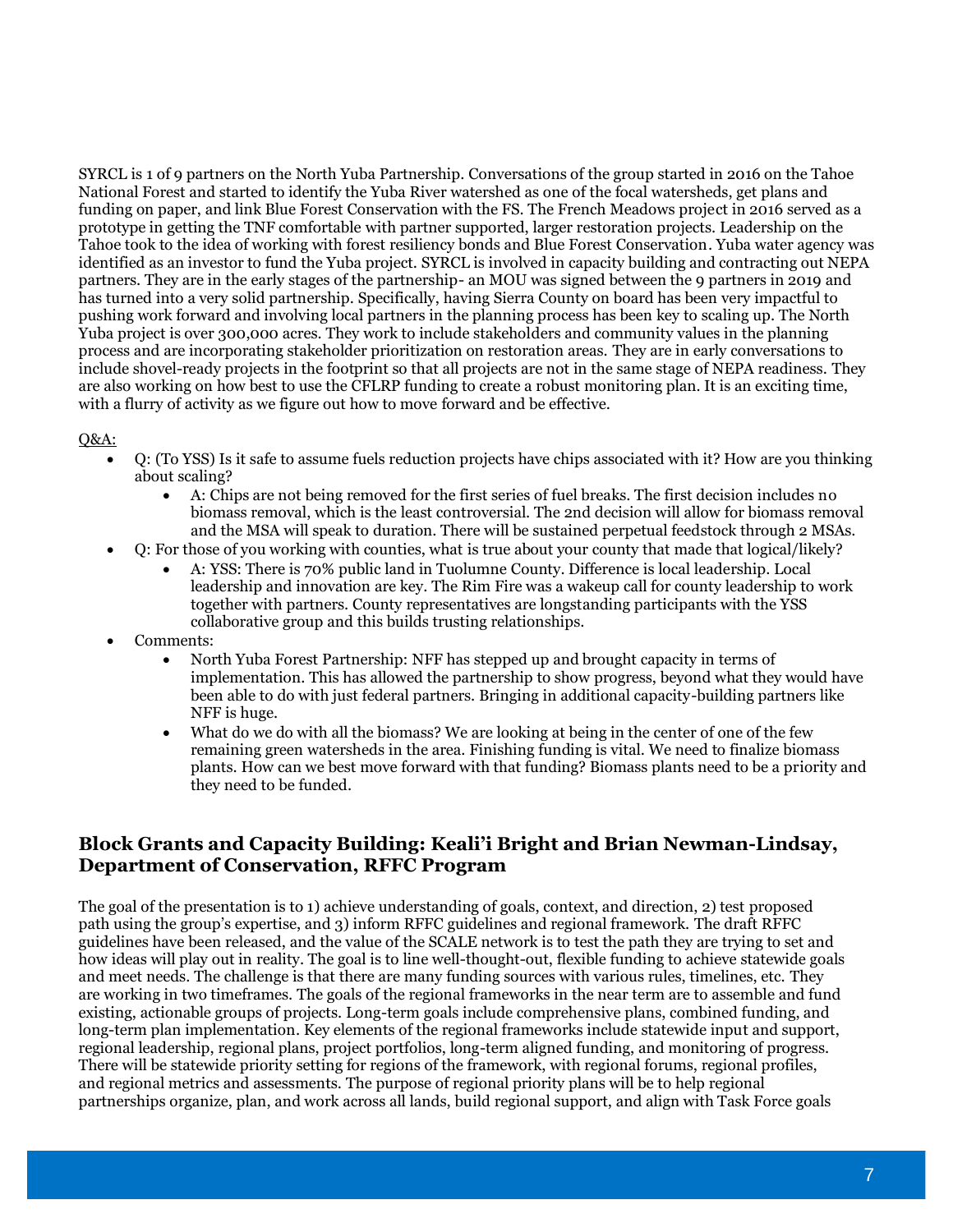SYRCL is 1 of 9 partners on the North Yuba Partnership. Conversations of the group started in 2016 on the Tahoe National Forest and started to identify the Yuba River watershed as one of the focal watersheds, get plans and funding on paper, and link Blue Forest Conservation with the FS. The French Meadows project in 2016 served as a prototype in getting the TNF comfortable with partner supported, larger restoration projects. Leadership on the Tahoe took to the idea of working with forest resiliency bonds and Blue Forest Conservation. Yuba water agency was identified as an investor to fund the Yuba project. SYRCL is involved in capacity building and contracting out NEPA partners. They are in the early stages of the partnership- an MOU was signed between the 9 partners in 2019 and has turned into a very solid partnership. Specifically, having Sierra County on board has been very impactful to pushing work forward and involving local partners in the planning process has been key to scaling up. The North Yuba project is over 300,000 acres. They work to include stakeholders and community values in the planning process and are incorporating stakeholder prioritization on restoration areas. They are in early conversations to include shovel-ready projects in the footprint so that all projects are not in the same stage of NEPA readiness. They are also working on how best to use the CFLRP funding to create a robust monitoring plan. It is an exciting time, with a flurry of activity as we figure out how to move forward and be effective.

Q&A:

- Q: (To YSS) Is it safe to assume fuels reduction projects have chips associated with it? How are you thinking about scaling?
    - A: Chips are not being removed for the first series of fuel breaks. The first decision includes no biomass removal, which is the least controversial. The 2nd decision will allow for biomass removal and the MSA will speak to duration. There will be sustained perpetual feedstock through 2 MSAs.
- Q: For those of you working with counties, what is true about your county that made that logical/likely?
    - A: YSS: There is 70% public land in Tuolumne County. Difference is local leadership. Local leadership and innovation are key. The Rim Fire was a wakeup call for county leadership to work together with partners. County representatives are longstanding participants with the YSS collaborative group and this builds trusting relationships.
- Comments:
    - North Yuba Forest Partnership: NFF has stepped up and brought capacity in terms of implementation. This has allowed the partnership to show progress, beyond what they would have been able to do with just federal partners. Bringing in additional capacity-building partners like NFF is huge.
    - What do we do with all the biomass? We are looking at being in the center of one of the few remaining green watersheds in the area. Finishing funding is vital. We need to finalize biomass plants. How can we best move forward with that funding? Biomass plants need to be a priority and they need to be funded.

## Block Grants and Capacity Building: Keali'i Bright and Brian Newman-Lindsay, Department of Conservation, RFFC Program

The goal of the presentation is to 1) achieve understanding of goals, context, and direction, 2) test proposed path using the group's expertise, and 3) inform RFFC guidelines and regional framework. The draft RFFC guidelines have been released, and the value of the SCALE network is to test the path they are trying to set and how ideas will play out in reality. The goal is to line well-thought-out, flexible funding to achieve statewide goals and meet needs. The challenge is that there are many funding sources with various rules, timelines, etc. They are working in two timeframes. The goals of the regional frameworks in the near term are to assemble and fund existing, actionable groups of projects. Long-term goals include comprehensive plans, combined funding, and long-term plan implementation. Key elements of the regional frameworks include statewide input and support, regional leadership, regional plans, project portfolios, long-term aligned funding, and monitoring of progress. There will be statewide priority setting for regions of the framework, with regional forums, regional profiles, and regional metrics and assessments. The purpose of regional priority plans will be to help regional partnerships organize, plan, and work across all lands, build regional support, and align with Task Force goals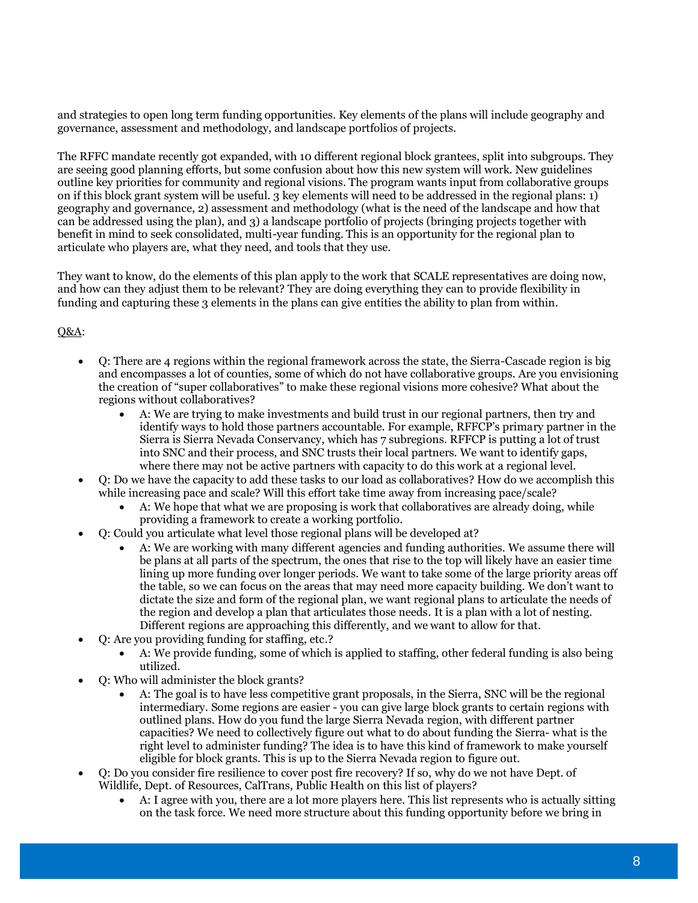and strategies to open long term funding opportunities. Key elements of the plans will include geography and governance, assessment and methodology, and landscape portfolios of projects.

The RFFC mandate recently got expanded, with 10 different regional block grantees, split into subgroups. They are seeing good planning efforts, but some confusion about how this new system will work. New guidelines outline key priorities for community and regional visions. The program wants input from collaborative groups on if this block grant system will be useful. 3 key elements will need to be addressed in the regional plans: 1) geography and governance, 2) assessment and methodology (what is the need of the landscape and how that can be addressed using the plan), and 3) a landscape portfolio of projects (bringing projects together with benefit in mind to seek consolidated, multi-year funding. This is an opportunity for the regional plan to articulate who players are, what they need, and tools that they use.

They want to know, do the elements of this plan apply to the work that SCALE representatives are doing now, and how can they adjust them to be relevant? They are doing everything they can to provide flexibility in funding and capturing these 3 elements in the plans can give entities the ability to plan from within.

Q&A:

- Q: There are 4 regions within the regional framework across the state, the Sierra-Cascade region is big and encompasses a lot of counties, some of which do not have collaborative groups. Are you envisioning the creation of "super collaboratives" to make these regional visions more cohesive? What about the regions without collaboratives?
  - A: We are trying to make investments and build trust in our regional partners, then try and identify ways to hold those partners accountable. For example, RFFCP's primary partner in the Sierra is Sierra Nevada Conservancy, which has 7 subregions. RFFCP is putting a lot of trust into SNC and their process, and SNC trusts their local partners. We want to identify gaps, where there may not be active partners with capacity to do this work at a regional level.
- Q: Do we have the capacity to add these tasks to our load as collaboratives? How do we accomplish this while increasing pace and scale? Will this effort take time away from increasing pace/scale?
  - A: We hope that what we are proposing is work that collaboratives are already doing, while providing a framework to create a working portfolio.
- Q: Could you articulate what level those regional plans will be developed at?
  - A: We are working with many different agencies and funding authorities. We assume there will be plans at all parts of the spectrum, the ones that rise to the top will likely have an easier time lining up more funding over longer periods. We want to take some of the large priority areas off the table, so we can focus on the areas that may need more capacity building. We don't want to dictate the size and form of the regional plan, we want regional plans to articulate the needs of the region and develop a plan that articulates those needs. It is a plan with a lot of nesting. Different regions are approaching this differently, and we want to allow for that.
- Q: Are you providing funding for staffing, etc.?
  - A: We provide funding, some of which is applied to staffing, other federal funding is also being utilized.
- Q: Who will administer the block grants?
  - A: The goal is to have less competitive grant proposals, in the Sierra, SNC will be the regional intermediary. Some regions are easier - you can give large block grants to certain regions with outlined plans. How do you fund the large Sierra Nevada region, with different partner capacities? We need to collectively figure out what to do about funding the Sierra- what is the right level to administer funding? The idea is to have this kind of framework to make yourself eligible for block grants. This is up to the Sierra Nevada region to figure out.
- Q: Do you consider fire resilience to cover post fire recovery? If so, why do we not have Dept. of Wildlife, Dept. of Resources, CalTrans, Public Health on this list of players?
  - A: I agree with you, there are a lot more players here. This list represents who is actually sitting on the task force. We need more structure about this funding opportunity before we bring in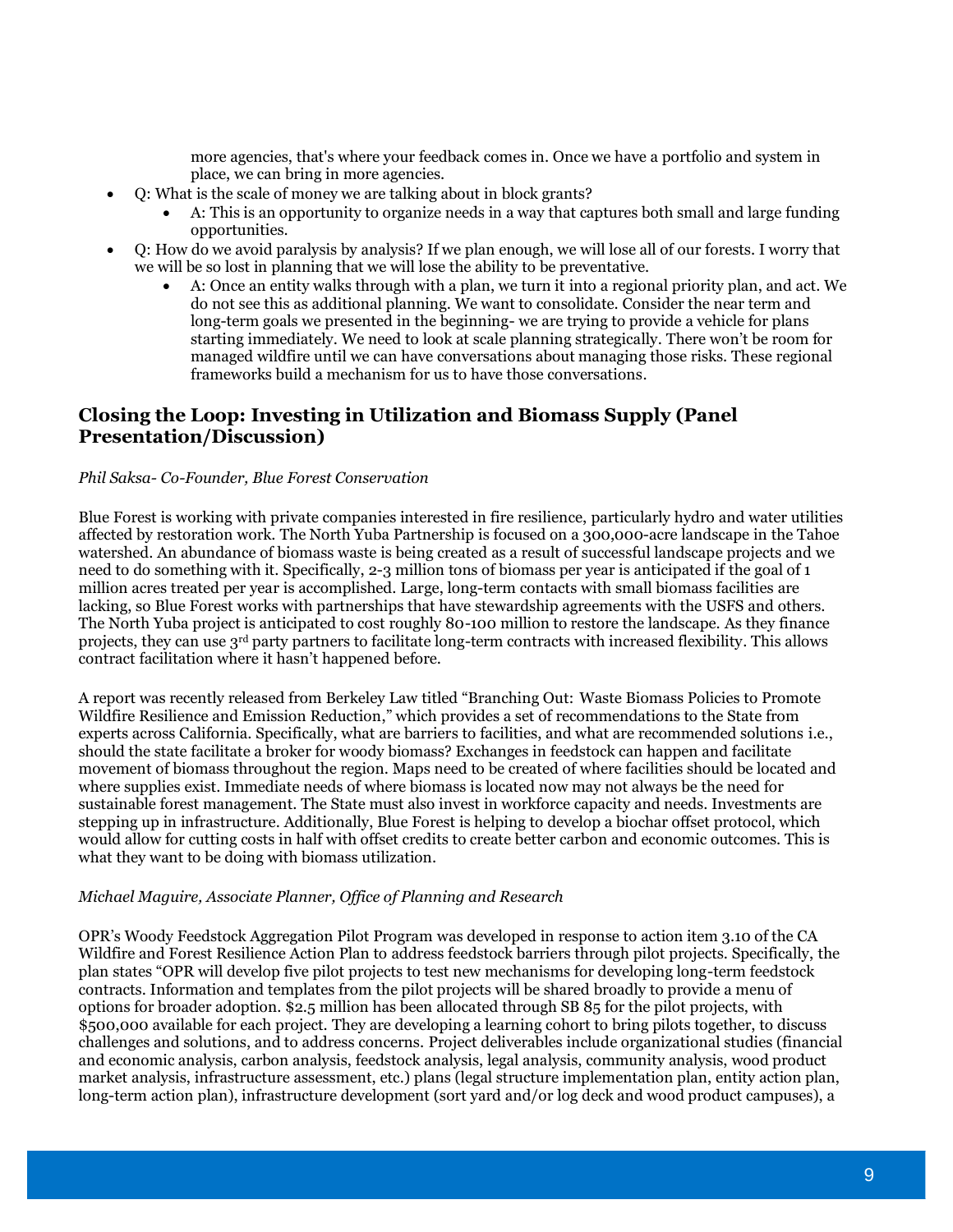more agencies, that's where your feedback comes in. Once we have a portfolio and system in place, we can bring in more agencies.

- Q: What is the scale of money we are talking about in block grants?
  - A: This is an opportunity to organize needs in a way that captures both small and large funding opportunities.
- Q: How do we avoid paralysis by analysis? If we plan enough, we will lose all of our forests. I worry that we will be so lost in planning that we will lose the ability to be preventative.
  - A: Once an entity walks through with a plan, we turn it into a regional priority plan, and act. We do not see this as additional planning. We want to consolidate. Consider the near term and long-term goals we presented in the beginning- we are trying to provide a vehicle for plans starting immediately. We need to look at scale planning strategically. There won't be room for managed wildfire until we can have conversations about managing those risks. These regional frameworks build a mechanism for us to have those conversations.

## Closing the Loop: Investing in Utilization and Biomass Supply (Panel Presentation/Discussion)

*Phil Saksa- Co-Founder, Blue Forest Conservation*

Blue Forest is working with private companies interested in fire resilience, particularly hydro and water utilities affected by restoration work. The North Yuba Partnership is focused on a 300,000-acre landscape in the Tahoe watershed. An abundance of biomass waste is being created as a result of successful landscape projects and we need to do something with it. Specifically, 2-3 million tons of biomass per year is anticipated if the goal of 1 million acres treated per year is accomplished. Large, long-term contacts with small biomass facilities are lacking, so Blue Forest works with partnerships that have stewardship agreements with the USFS and others. The North Yuba project is anticipated to cost roughly 80-100 million to restore the landscape. As they finance projects, they can use 3rd party partners to facilitate long-term contracts with increased flexibility. This allows contract facilitation where it hasn't happened before.

A report was recently released from Berkeley Law titled "Branching Out: Waste Biomass Policies to Promote Wildfire Resilience and Emission Reduction," which provides a set of recommendations to the State from experts across California. Specifically, what are barriers to facilities, and what are recommended solutions i.e., should the state facilitate a broker for woody biomass? Exchanges in feedstock can happen and facilitate movement of biomass throughout the region. Maps need to be created of where facilities should be located and where supplies exist. Immediate needs of where biomass is located now may not always be the need for sustainable forest management. The State must also invest in workforce capacity and needs. Investments are stepping up in infrastructure. Additionally, Blue Forest is helping to develop a biochar offset protocol, which would allow for cutting costs in half with offset credits to create better carbon and economic outcomes. This is what they want to be doing with biomass utilization.

*Michael Maguire, Associate Planner, Office of Planning and Research*

OPR's Woody Feedstock Aggregation Pilot Program was developed in response to action item 3.10 of the CA Wildfire and Forest Resilience Action Plan to address feedstock barriers through pilot projects. Specifically, the plan states "OPR will develop five pilot projects to test new mechanisms for developing long-term feedstock contracts. Information and templates from the pilot projects will be shared broadly to provide a menu of options for broader adoption. $2.5 million has been allocated through SB 85 for the pilot projects, with $500,000 available for each project. They are developing a learning cohort to bring pilots together, to discuss challenges and solutions, and to address concerns. Project deliverables include organizational studies (financial and economic analysis, carbon analysis, feedstock analysis, legal analysis, community analysis, wood product market analysis, infrastructure assessment, etc.) plans (legal structure implementation plan, entity action plan, long-term action plan), infrastructure development (sort yard and/or log deck and wood product campuses), a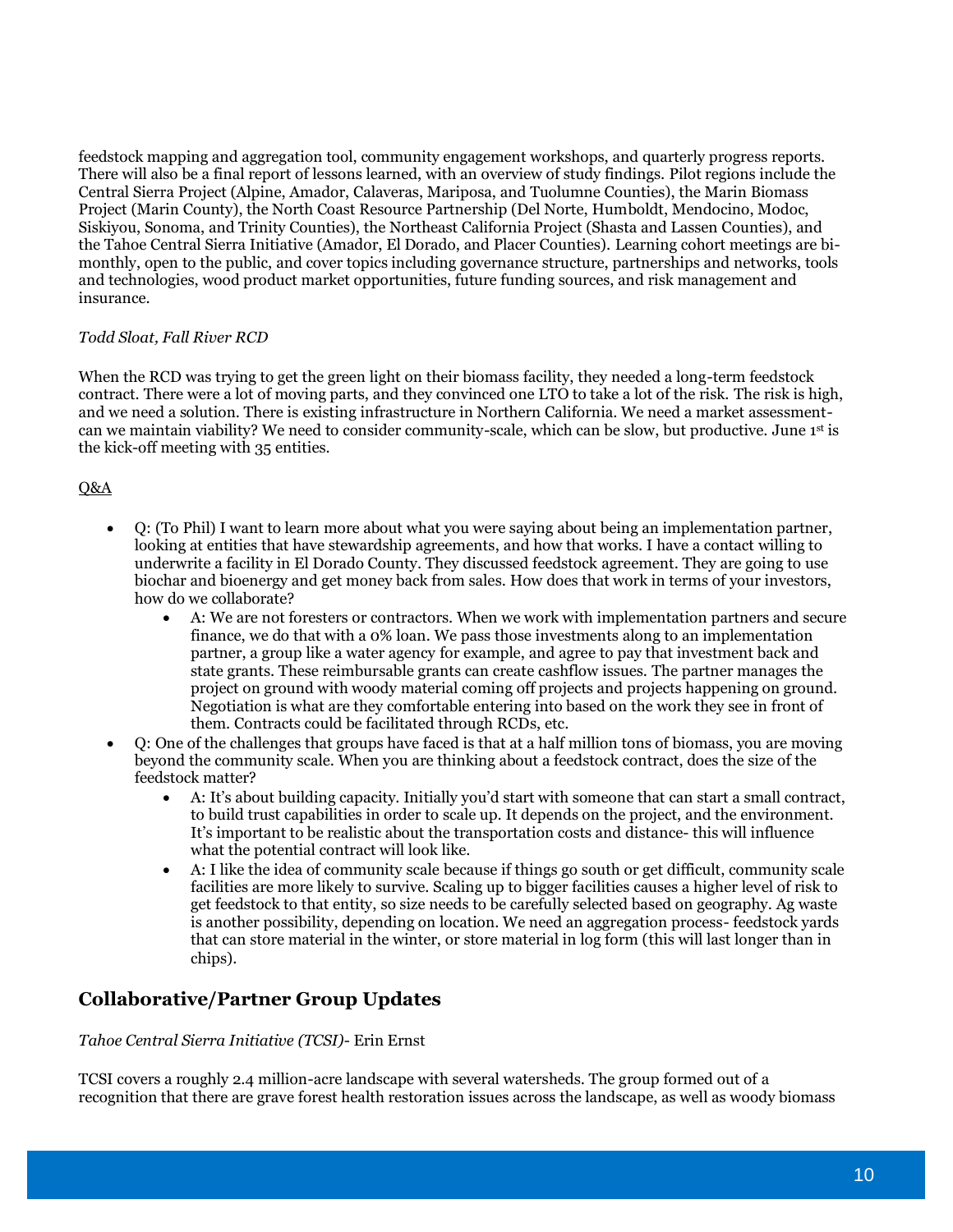feedstock mapping and aggregation tool, community engagement workshops, and quarterly progress reports. There will also be a final report of lessons learned, with an overview of study findings. Pilot regions include the Central Sierra Project (Alpine, Amador, Calaveras, Mariposa, and Tuolumne Counties), the Marin Biomass Project (Marin County), the North Coast Resource Partnership (Del Norte, Humboldt, Mendocino, Modoc, Siskiyou, Sonoma, and Trinity Counties), the Northeast California Project (Shasta and Lassen Counties), and the Tahoe Central Sierra Initiative (Amador, El Dorado, and Placer Counties). Learning cohort meetings are bi-monthly, open to the public, and cover topics including governance structure, partnerships and networks, tools and technologies, wood product market opportunities, future funding sources, and risk management and insurance.

*Todd Sloat, Fall River RCD*

When the RCD was trying to get the green light on their biomass facility, they needed a long-term feedstock contract. There were a lot of moving parts, and they convinced one LTO to take a lot of the risk. The risk is high, and we need a solution. There is existing infrastructure in Northern California. We need a market assessment- can we maintain viability? We need to consider community-scale, which can be slow, but productive. June 1st is the kick-off meeting with 35 entities.

Q&A

- Q: (To Phil) I want to learn more about what you were saying about being an implementation partner, looking at entities that have stewardship agreements, and how that works. I have a contact willing to underwrite a facility in El Dorado County. They discussed feedstock agreement. They are going to use biochar and bioenergy and get money back from sales. How does that work in terms of your investors, how do we collaborate?
    - A: We are not foresters or contractors. When we work with implementation partners and secure finance, we do that with a 0% loan. We pass those investments along to an implementation partner, a group like a water agency for example, and agree to pay that investment back and state grants. These reimbursable grants can create cashflow issues. The partner manages the project on ground with woody material coming off projects and projects happening on ground. Negotiation is what are they comfortable entering into based on the work they see in front of them. Contracts could be facilitated through RCDs, etc.
- Q: One of the challenges that groups have faced is that at a half million tons of biomass, you are moving beyond the community scale. When you are thinking about a feedstock contract, does the size of the feedstock matter?
    - A: It's about building capacity. Initially you'd start with someone that can start a small contract, to build trust capabilities in order to scale up. It depends on the project, and the environment. It's important to be realistic about the transportation costs and distance- this will influence what the potential contract will look like.
    - A: I like the idea of community scale because if things go south or get difficult, community scale facilities are more likely to survive. Scaling up to bigger facilities causes a higher level of risk to get feedstock to that entity, so size needs to be carefully selected based on geography. Ag waste is another possibility, depending on location. We need an aggregation process- feedstock yards that can store material in the winter, or store material in log form (this will last longer than in chips).

## Collaborative/Partner Group Updates

*Tahoe Central Sierra Initiative (TCSI)*- Erin Ernst

TCSI covers a roughly 2.4 million-acre landscape with several watersheds. The group formed out of a recognition that there are grave forest health restoration issues across the landscape, as well as woody biomass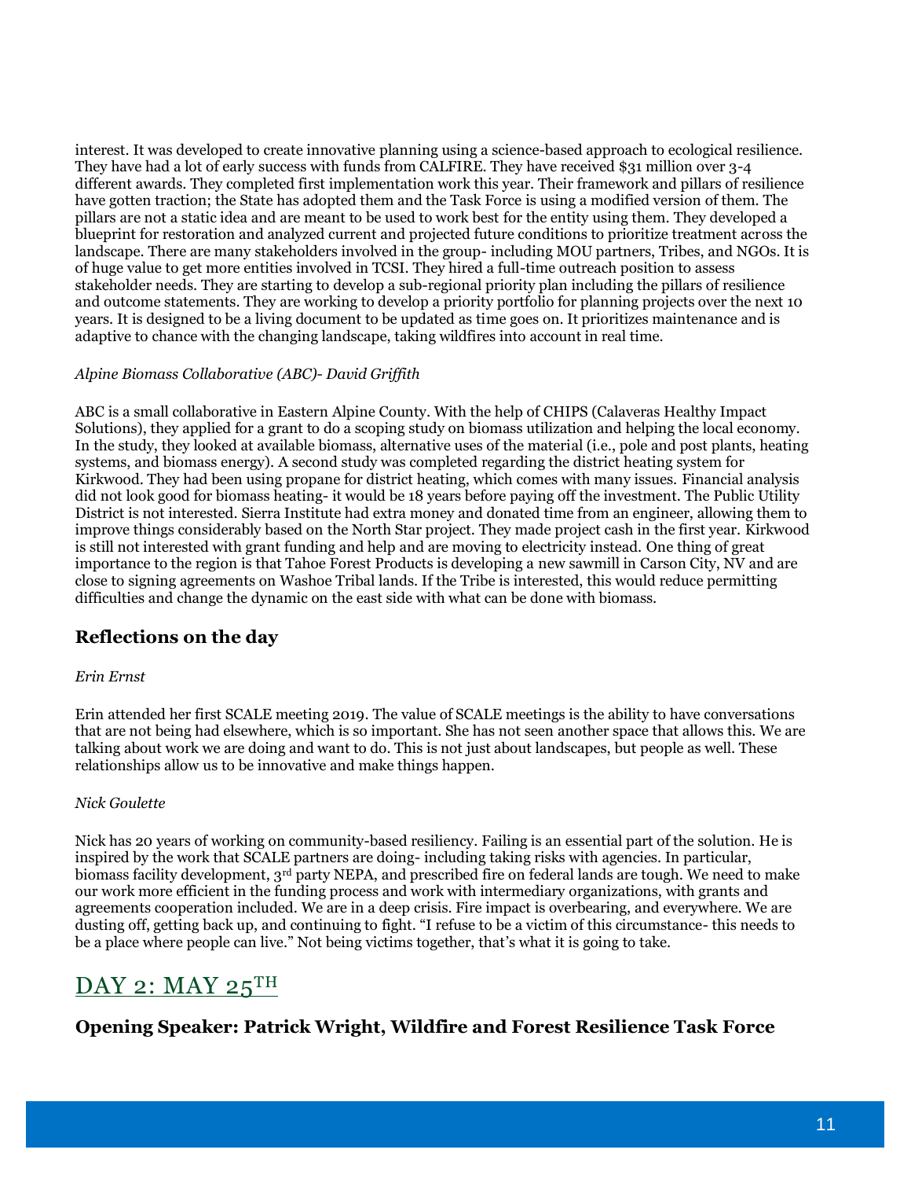interest. It was developed to create innovative planning using a science-based approach to ecological resilience. They have had a lot of early success with funds from CALFIRE. They have received $31 million over 3-4 different awards. They completed first implementation work this year. Their framework and pillars of resilience have gotten traction; the State has adopted them and the Task Force is using a modified version of them. The pillars are not a static idea and are meant to be used to work best for the entity using them. They developed a blueprint for restoration and analyzed current and projected future conditions to prioritize treatment across the landscape. There are many stakeholders involved in the group- including MOU partners, Tribes, and NGOs. It is of huge value to get more entities involved in TCSI. They hired a full-time outreach position to assess stakeholder needs. They are starting to develop a sub-regional priority plan including the pillars of resilience and outcome statements. They are working to develop a priority portfolio for planning projects over the next 10 years. It is designed to be a living document to be updated as time goes on. It prioritizes maintenance and is adaptive to chance with the changing landscape, taking wildfires into account in real time.

*Alpine Biomass Collaborative (ABC)- David Griffith*

ABC is a small collaborative in Eastern Alpine County. With the help of CHIPS (Calaveras Healthy Impact Solutions), they applied for a grant to do a scoping study on biomass utilization and helping the local economy. In the study, they looked at available biomass, alternative uses of the material (i.e., pole and post plants, heating systems, and biomass energy). A second study was completed regarding the district heating system for Kirkwood. They had been using propane for district heating, which comes with many issues. Financial analysis did not look good for biomass heating- it would be 18 years before paying off the investment. The Public Utility District is not interested. Sierra Institute had extra money and donated time from an engineer, allowing them to improve things considerably based on the North Star project. They made project cash in the first year. Kirkwood is still not interested with grant funding and help and are moving to electricity instead. One thing of great importance to the region is that Tahoe Forest Products is developing a new sawmill in Carson City, NV and are close to signing agreements on Washoe Tribal lands. If the Tribe is interested, this would reduce permitting difficulties and change the dynamic on the east side with what can be done with biomass.

## Reflections on the day

*Erin Ernst*

Erin attended her first SCALE meeting 2019. The value of SCALE meetings is the ability to have conversations that are not being had elsewhere, which is so important. She has not seen another space that allows this. We are talking about work we are doing and want to do. This is not just about landscapes, but people as well. These relationships allow us to be innovative and make things happen.

*Nick Goulette*

Nick has 20 years of working on community-based resiliency. Failing is an essential part of the solution. He is inspired by the work that SCALE partners are doing- including taking risks with agencies. In particular, biomass facility development, 3rd party NEPA, and prescribed fire on federal lands are tough. We need to make our work more efficient in the funding process and work with intermediary organizations, with grants and agreements cooperation included. We are in a deep crisis. Fire impact is overbearing, and everywhere. We are dusting off, getting back up, and continuing to fight. "I refuse to be a victim of this circumstance- this needs to be a place where people can live." Not being victims together, that's what it is going to take.

# DAY 2: MAY 25TH

## Opening Speaker: Patrick Wright, Wildfire and Forest Resilience Task Force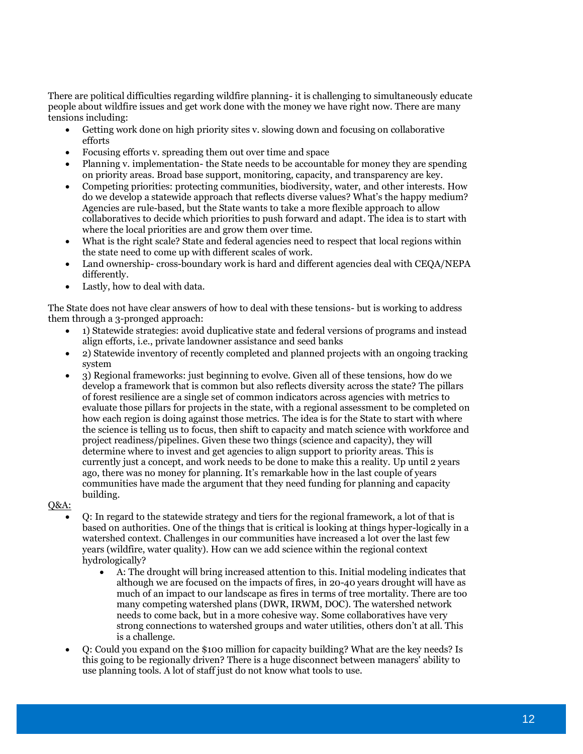There are political difficulties regarding wildfire planning- it is challenging to simultaneously educate people about wildfire issues and get work done with the money we have right now. There are many tensions including:

- Getting work done on high priority sites v. slowing down and focusing on collaborative efforts
- Focusing efforts v. spreading them out over time and space
- Planning v. implementation- the State needs to be accountable for money they are spending on priority areas. Broad base support, monitoring, capacity, and transparency are key.
- Competing priorities: protecting communities, biodiversity, water, and other interests. How do we develop a statewide approach that reflects diverse values? What's the happy medium? Agencies are rule-based, but the State wants to take a more flexible approach to allow collaboratives to decide which priorities to push forward and adapt. The idea is to start with where the local priorities are and grow them over time.
- What is the right scale? State and federal agencies need to respect that local regions within the state need to come up with different scales of work.
- Land ownership- cross-boundary work is hard and different agencies deal with CEQA/NEPA differently.
- Lastly, how to deal with data.

The State does not have clear answers of how to deal with these tensions- but is working to address them through a 3-pronged approach:

- 1) Statewide strategies: avoid duplicative state and federal versions of programs and instead align efforts, i.e., private landowner assistance and seed banks
- 2) Statewide inventory of recently completed and planned projects with an ongoing tracking system
- 3) Regional frameworks: just beginning to evolve. Given all of these tensions, how do we develop a framework that is common but also reflects diversity across the state? The pillars of forest resilience are a single set of common indicators across agencies with metrics to evaluate those pillars for projects in the state, with a regional assessment to be completed on how each region is doing against those metrics. The idea is for the State to start with where the science is telling us to focus, then shift to capacity and match science with workforce and project readiness/pipelines. Given these two things (science and capacity), they will determine where to invest and get agencies to align support to priority areas. This is currently just a concept, and work needs to be done to make this a reality. Up until 2 years ago, there was no money for planning. It's remarkable how in the last couple of years communities have made the argument that they need funding for planning and capacity building.

<u>Q&A:</u>

- Q: In regard to the statewide strategy and tiers for the regional framework, a lot of that is based on authorities. One of the things that is critical is looking at things hyper-logically in a watershed context. Challenges in our communities have increased a lot over the last few years (wildfire, water quality). How can we add science within the regional context hydrologically?
    - A: The drought will bring increased attention to this. Initial modeling indicates that although we are focused on the impacts of fires, in 20-40 years drought will have as much of an impact to our landscape as fires in terms of tree mortality. There are too many competing watershed plans (DWR, IRWM, DOC). The watershed network needs to come back, but in a more cohesive way. Some collaboratives have very strong connections to watershed groups and water utilities, others don't at all. This is a challenge.
- Q: Could you expand on the $100 million for capacity building? What are the key needs? Is this going to be regionally driven? There is a huge disconnect between managers' ability to use planning tools. A lot of staff just do not know what tools to use.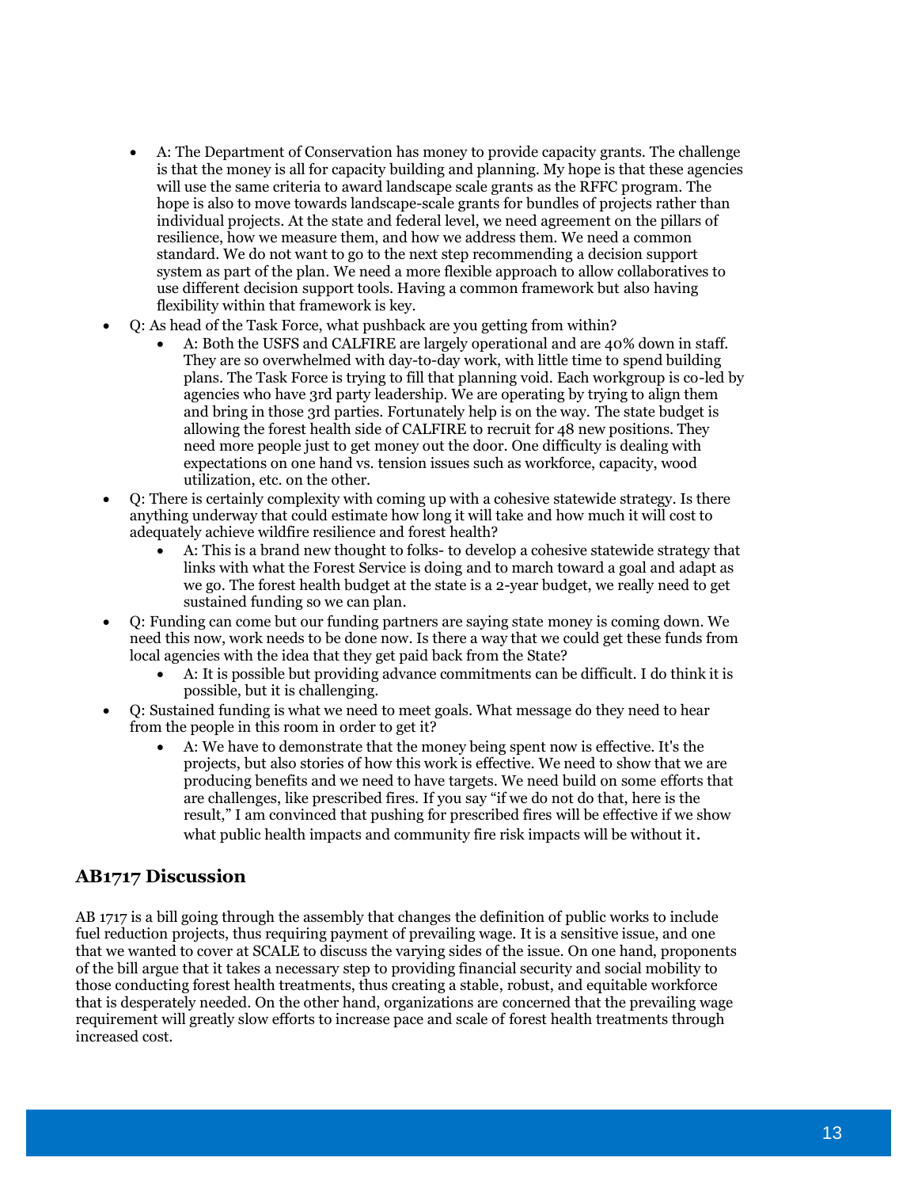- A: The Department of Conservation has money to provide capacity grants. The challenge is that the money is all for capacity building and planning. My hope is that these agencies will use the same criteria to award landscape scale grants as the RFFC program. The hope is also to move towards landscape-scale grants for bundles of projects rather than individual projects. At the state and federal level, we need agreement on the pillars of resilience, how we measure them, and how we address them. We need a common standard. We do not want to go to the next step recommending a decision support system as part of the plan. We need a more flexible approach to allow collaboratives to use different decision support tools. Having a common framework but also having flexibility within that framework is key.

- Q: As head of the Task Force, what pushback are you getting from within?
  - A: Both the USFS and CALFIRE are largely operational and are 40% down in staff. They are so overwhelmed with day-to-day work, with little time to spend building plans. The Task Force is trying to fill that planning void. Each workgroup is co-led by agencies who have 3rd party leadership. We are operating by trying to align them and bring in those 3rd parties. Fortunately help is on the way. The state budget is allowing the forest health side of CALFIRE to recruit for 48 new positions. They need more people just to get money out the door. One difficulty is dealing with expectations on one hand vs. tension issues such as workforce, capacity, wood utilization, etc. on the other.
- Q: There is certainly complexity with coming up with a cohesive statewide strategy. Is there anything underway that could estimate how long it will take and how much it will cost to adequately achieve wildfire resilience and forest health?
  - A: This is a brand new thought to folks- to develop a cohesive statewide strategy that links with what the Forest Service is doing and to march toward a goal and adapt as we go. The forest health budget at the state is a 2-year budget, we really need to get sustained funding so we can plan.
- Q: Funding can come but our funding partners are saying state money is coming down. We need this now, work needs to be done now. Is there a way that we could get these funds from local agencies with the idea that they get paid back from the State?
  - A: It is possible but providing advance commitments can be difficult. I do think it is possible, but it is challenging.
- Q: Sustained funding is what we need to meet goals. What message do they need to hear from the people in this room in order to get it?
  - A: We have to demonstrate that the money being spent now is effective. It's the projects, but also stories of how this work is effective. We need to show that we are producing benefits and we need to have targets. We need build on some efforts that are challenges, like prescribed fires. If you say "if we do not do that, here is the result," I am convinced that pushing for prescribed fires will be effective if we show what public health impacts and community fire risk impacts will be without it.

## AB1717 Discussion

AB 1717 is a bill going through the assembly that changes the definition of public works to include fuel reduction projects, thus requiring payment of prevailing wage. It is a sensitive issue, and one that we wanted to cover at SCALE to discuss the varying sides of the issue. On one hand, proponents of the bill argue that it takes a necessary step to providing financial security and social mobility to those conducting forest health treatments, thus creating a stable, robust, and equitable workforce that is desperately needed. On the other hand, organizations are concerned that the prevailing wage requirement will greatly slow efforts to increase pace and scale of forest health treatments through increased cost.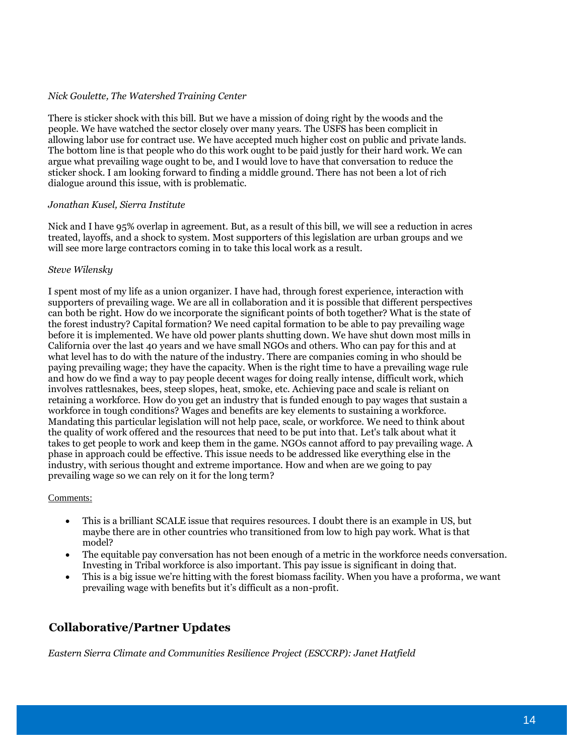*Nick Goulette, The Watershed Training Center*

There is sticker shock with this bill. But we have a mission of doing right by the woods and the people. We have watched the sector closely over many years. The USFS has been complicit in allowing labor use for contract use. We have accepted much higher cost on public and private lands. The bottom line is that people who do this work ought to be paid justly for their hard work. We can argue what prevailing wage ought to be, and I would love to have that conversation to reduce the sticker shock. I am looking forward to finding a middle ground. There has not been a lot of rich dialogue around this issue, with is problematic.

*Jonathan Kusel, Sierra Institute*

Nick and I have 95% overlap in agreement. But, as a result of this bill, we will see a reduction in acres treated, layoffs, and a shock to system. Most supporters of this legislation are urban groups and we will see more large contractors coming in to take this local work as a result.

*Steve Wilensky*

I spent most of my life as a union organizer. I have had, through forest experience, interaction with supporters of prevailing wage. We are all in collaboration and it is possible that different perspectives can both be right. How do we incorporate the significant points of both together? What is the state of the forest industry? Capital formation? We need capital formation to be able to pay prevailing wage before it is implemented. We have old power plants shutting down. We have shut down most mills in California over the last 40 years and we have small NGOs and others. Who can pay for this and at what level has to do with the nature of the industry. There are companies coming in who should be paying prevailing wage; they have the capacity. When is the right time to have a prevailing wage rule and how do we find a way to pay people decent wages for doing really intense, difficult work, which involves rattlesnakes, bees, steep slopes, heat, smoke, etc. Achieving pace and scale is reliant on retaining a workforce. How do you get an industry that is funded enough to pay wages that sustain a workforce in tough conditions? Wages and benefits are key elements to sustaining a workforce. Mandating this particular legislation will not help pace, scale, or workforce. We need to think about the quality of work offered and the resources that need to be put into that. Let's talk about what it takes to get people to work and keep them in the game. NGOs cannot afford to pay prevailing wage. A phase in approach could be effective. This issue needs to be addressed like everything else in the industry, with serious thought and extreme importance. How and when are we going to pay prevailing wage so we can rely on it for the long term?

Comments:

- This is a brilliant SCALE issue that requires resources. I doubt there is an example in US, but maybe there are in other countries who transitioned from low to high pay work. What is that model?
- The equitable pay conversation has not been enough of a metric in the workforce needs conversation. Investing in Tribal workforce is also important. This pay issue is significant in doing that.
- This is a big issue we're hitting with the forest biomass facility. When you have a proforma, we want prevailing wage with benefits but it's difficult as a non-profit.

## Collaborative/Partner Updates

*Eastern Sierra Climate and Communities Resilience Project (ESCCRP): Janet Hatfield*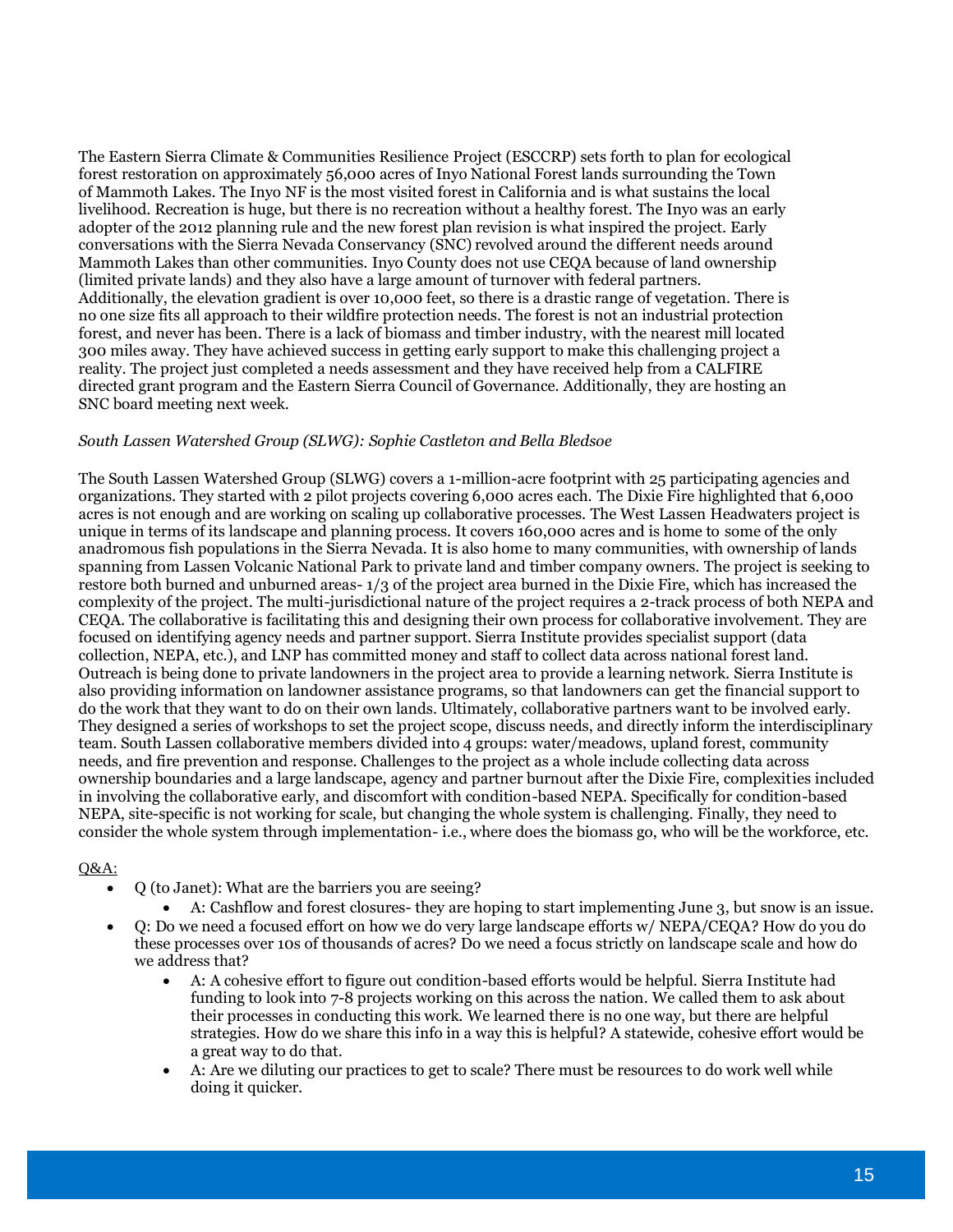The Eastern Sierra Climate & Communities Resilience Project (ESCCRP) sets forth to plan for ecological forest restoration on approximately 56,000 acres of Inyo National Forest lands surrounding the Town of Mammoth Lakes. The Inyo NF is the most visited forest in California and is what sustains the local livelihood. Recreation is huge, but there is no recreation without a healthy forest. The Inyo was an early adopter of the 2012 planning rule and the new forest plan revision is what inspired the project. Early conversations with the Sierra Nevada Conservancy (SNC) revolved around the different needs around Mammoth Lakes than other communities. Inyo County does not use CEQA because of land ownership (limited private lands) and they also have a large amount of turnover with federal partners. Additionally, the elevation gradient is over 10,000 feet, so there is a drastic range of vegetation. There is no one size fits all approach to their wildfire protection needs. The forest is not an industrial protection forest, and never has been. There is a lack of biomass and timber industry, with the nearest mill located 300 miles away. They have achieved success in getting early support to make this challenging project a reality. The project just completed a needs assessment and they have received help from a CALFIRE directed grant program and the Eastern Sierra Council of Governance. Additionally, they are hosting an SNC board meeting next week.

*South Lassen Watershed Group (SLWG): Sophie Castleton and Bella Bledsoe*

The South Lassen Watershed Group (SLWG) covers a 1-million-acre footprint with 25 participating agencies and organizations. They started with 2 pilot projects covering 6,000 acres each. The Dixie Fire highlighted that 6,000 acres is not enough and are working on scaling up collaborative processes. The West Lassen Headwaters project is unique in terms of its landscape and planning process. It covers 160,000 acres and is home to some of the only anadromous fish populations in the Sierra Nevada. It is also home to many communities, with ownership of lands spanning from Lassen Volcanic National Park to private land and timber company owners. The project is seeking to restore both burned and unburned areas- 1/3 of the project area burned in the Dixie Fire, which has increased the complexity of the project. The multi-jurisdictional nature of the project requires a 2-track process of both NEPA and CEQA. The collaborative is facilitating this and designing their own process for collaborative involvement. They are focused on identifying agency needs and partner support. Sierra Institute provides specialist support (data collection, NEPA, etc.), and LNP has committed money and staff to collect data across national forest land. Outreach is being done to private landowners in the project area to provide a learning network. Sierra Institute is also providing information on landowner assistance programs, so that landowners can get the financial support to do the work that they want to do on their own lands. Ultimately, collaborative partners want to be involved early. They designed a series of workshops to set the project scope, discuss needs, and directly inform the interdisciplinary team. South Lassen collaborative members divided into 4 groups: water/meadows, upland forest, community needs, and fire prevention and response. Challenges to the project as a whole include collecting data across ownership boundaries and a large landscape, agency and partner burnout after the Dixie Fire, complexities included in involving the collaborative early, and discomfort with condition-based NEPA. Specifically for condition-based NEPA, site-specific is not working for scale, but changing the whole system is challenging. Finally, they need to consider the whole system through implementation- i.e., where does the biomass go, who will be the workforce, etc.

Q&A:

- Q (to Janet): What are the barriers you are seeing?
  - A: Cashflow and forest closures- they are hoping to start implementing June 3, but snow is an issue.
- Q: Do we need a focused effort on how we do very large landscape efforts w/ NEPA/CEQA? How do you do these processes over 10s of thousands of acres? Do we need a focus strictly on landscape scale and how do we address that?
  - A: A cohesive effort to figure out condition-based efforts would be helpful. Sierra Institute had funding to look into 7-8 projects working on this across the nation. We called them to ask about their processes in conducting this work. We learned there is no one way, but there are helpful strategies. How do we share this info in a way this is helpful? A statewide, cohesive effort would be a great way to do that.
  - A: Are we diluting our practices to get to scale? There must be resources to do work well while doing it quicker.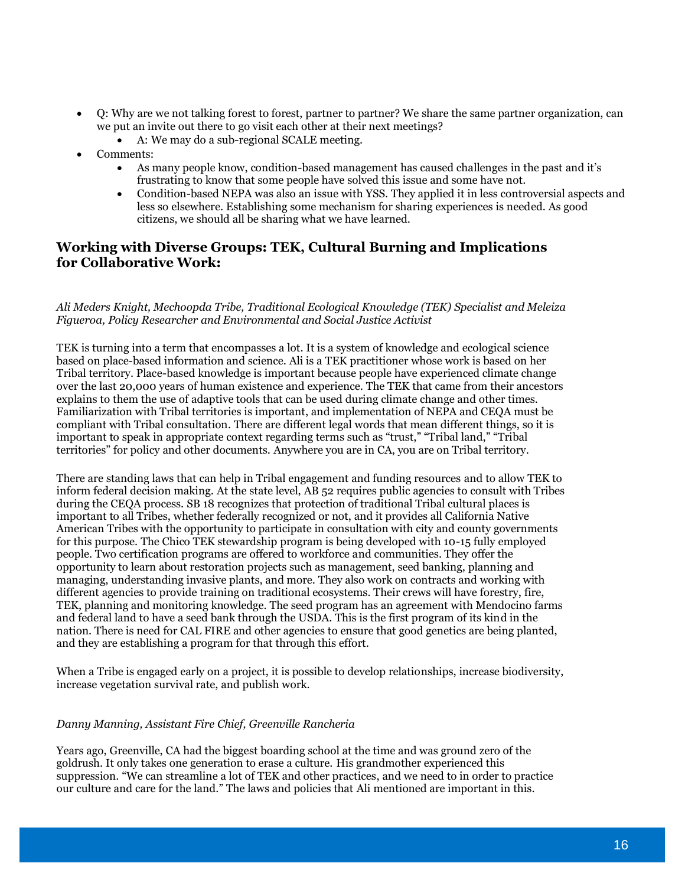- Q: Why are we not talking forest to forest, partner to partner? We share the same partner organization, can we put an invite out there to go visit each other at their next meetings?
  - A: We may do a sub-regional SCALE meeting.
- Comments:
  - As many people know, condition-based management has caused challenges in the past and it's frustrating to know that some people have solved this issue and some have not.
  - Condition-based NEPA was also an issue with YSS. They applied it in less controversial aspects and less so elsewhere. Establishing some mechanism for sharing experiences is needed. As good citizens, we should all be sharing what we have learned.

## Working with Diverse Groups: TEK, Cultural Burning and Implications for Collaborative Work:

*Ali Meders Knight, Mechoopda Tribe, Traditional Ecological Knowledge (TEK) Specialist and Meleiza Figueroa, Policy Researcher and Environmental and Social Justice Activist*

TEK is turning into a term that encompasses a lot. It is a system of knowledge and ecological science based on place-based information and science. Ali is a TEK practitioner whose work is based on her Tribal territory. Place-based knowledge is important because people have experienced climate change over the last 20,000 years of human existence and experience. The TEK that came from their ancestors explains to them the use of adaptive tools that can be used during climate change and other times. Familiarization with Tribal territories is important, and implementation of NEPA and CEQA must be compliant with Tribal consultation. There are different legal words that mean different things, so it is important to speak in appropriate context regarding terms such as "trust," "Tribal land," "Tribal territories" for policy and other documents. Anywhere you are in CA, you are on Tribal territory.

There are standing laws that can help in Tribal engagement and funding resources and to allow TEK to inform federal decision making. At the state level, AB 52 requires public agencies to consult with Tribes during the CEQA process. SB 18 recognizes that protection of traditional Tribal cultural places is important to all Tribes, whether federally recognized or not, and it provides all California Native American Tribes with the opportunity to participate in consultation with city and county governments for this purpose. The Chico TEK stewardship program is being developed with 10-15 fully employed people. Two certification programs are offered to workforce and communities. They offer the opportunity to learn about restoration projects such as management, seed banking, planning and managing, understanding invasive plants, and more. They also work on contracts and working with different agencies to provide training on traditional ecosystems. Their crews will have forestry, fire, TEK, planning and monitoring knowledge. The seed program has an agreement with Mendocino farms and federal land to have a seed bank through the USDA. This is the first program of its kind in the nation. There is need for CAL FIRE and other agencies to ensure that good genetics are being planted, and they are establishing a program for that through this effort.

When a Tribe is engaged early on a project, it is possible to develop relationships, increase biodiversity, increase vegetation survival rate, and publish work.

*Danny Manning, Assistant Fire Chief, Greenville Rancheria*

Years ago, Greenville, CA had the biggest boarding school at the time and was ground zero of the goldrush. It only takes one generation to erase a culture. His grandmother experienced this suppression. "We can streamline a lot of TEK and other practices, and we need to in order to practice our culture and care for the land." The laws and policies that Ali mentioned are important in this.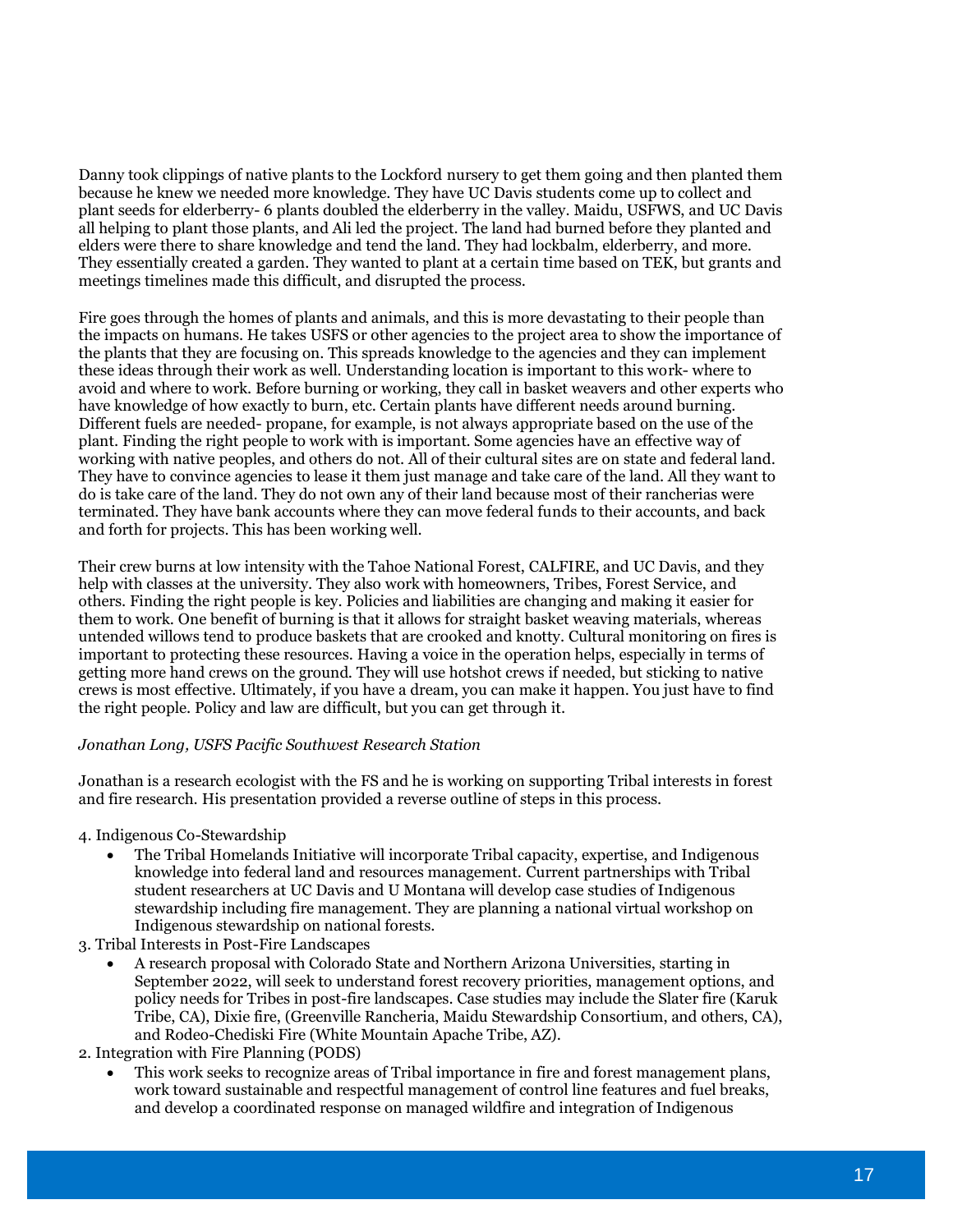Danny took clippings of native plants to the Lockford nursery to get them going and then planted them because he knew we needed more knowledge. They have UC Davis students come up to collect and plant seeds for elderberry- 6 plants doubled the elderberry in the valley. Maidu, USFWS, and UC Davis all helping to plant those plants, and Ali led the project. The land had burned before they planted and elders were there to share knowledge and tend the land. They had lockbalm, elderberry, and more. They essentially created a garden. They wanted to plant at a certain time based on TEK, but grants and meetings timelines made this difficult, and disrupted the process.

Fire goes through the homes of plants and animals, and this is more devastating to their people than the impacts on humans. He takes USFS or other agencies to the project area to show the importance of the plants that they are focusing on. This spreads knowledge to the agencies and they can implement these ideas through their work as well. Understanding location is important to this work- where to avoid and where to work. Before burning or working, they call in basket weavers and other experts who have knowledge of how exactly to burn, etc. Certain plants have different needs around burning. Different fuels are needed- propane, for example, is not always appropriate based on the use of the plant. Finding the right people to work with is important. Some agencies have an effective way of working with native peoples, and others do not. All of their cultural sites are on state and federal land. They have to convince agencies to lease it them just manage and take care of the land. All they want to do is take care of the land. They do not own any of their land because most of their rancherias were terminated. They have bank accounts where they can move federal funds to their accounts, and back and forth for projects. This has been working well.

Their crew burns at low intensity with the Tahoe National Forest, CALFIRE, and UC Davis, and they help with classes at the university. They also work with homeowners, Tribes, Forest Service, and others. Finding the right people is key. Policies and liabilities are changing and making it easier for them to work. One benefit of burning is that it allows for straight basket weaving materials, whereas untended willows tend to produce baskets that are crooked and knotty. Cultural monitoring on fires is important to protecting these resources. Having a voice in the operation helps, especially in terms of getting more hand crews on the ground. They will use hotshot crews if needed, but sticking to native crews is most effective. Ultimately, if you have a dream, you can make it happen. You just have to find the right people. Policy and law are difficult, but you can get through it.

*Jonathan Long, USFS Pacific Southwest Research Station*

Jonathan is a research ecologist with the FS and he is working on supporting Tribal interests in forest and fire research. His presentation provided a reverse outline of steps in this process.

4. Indigenous Co-Stewardship
    - The Tribal Homelands Initiative will incorporate Tribal capacity, expertise, and Indigenous knowledge into federal land and resources management. Current partnerships with Tribal student researchers at UC Davis and U Montana will develop case studies of Indigenous stewardship including fire management. They are planning a national virtual workshop on Indigenous stewardship on national forests.
3. Tribal Interests in Post-Fire Landscapes
    - A research proposal with Colorado State and Northern Arizona Universities, starting in September 2022, will seek to understand forest recovery priorities, management options, and policy needs for Tribes in post-fire landscapes. Case studies may include the Slater fire (Karuk Tribe, CA), Dixie fire, (Greenville Rancheria, Maidu Stewardship Consortium, and others, CA), and Rodeo-Chediski Fire (White Mountain Apache Tribe, AZ).
2. Integration with Fire Planning (PODS)
    - This work seeks to recognize areas of Tribal importance in fire and forest management plans, work toward sustainable and respectful management of control line features and fuel breaks, and develop a coordinated response on managed wildfire and integration of Indigenous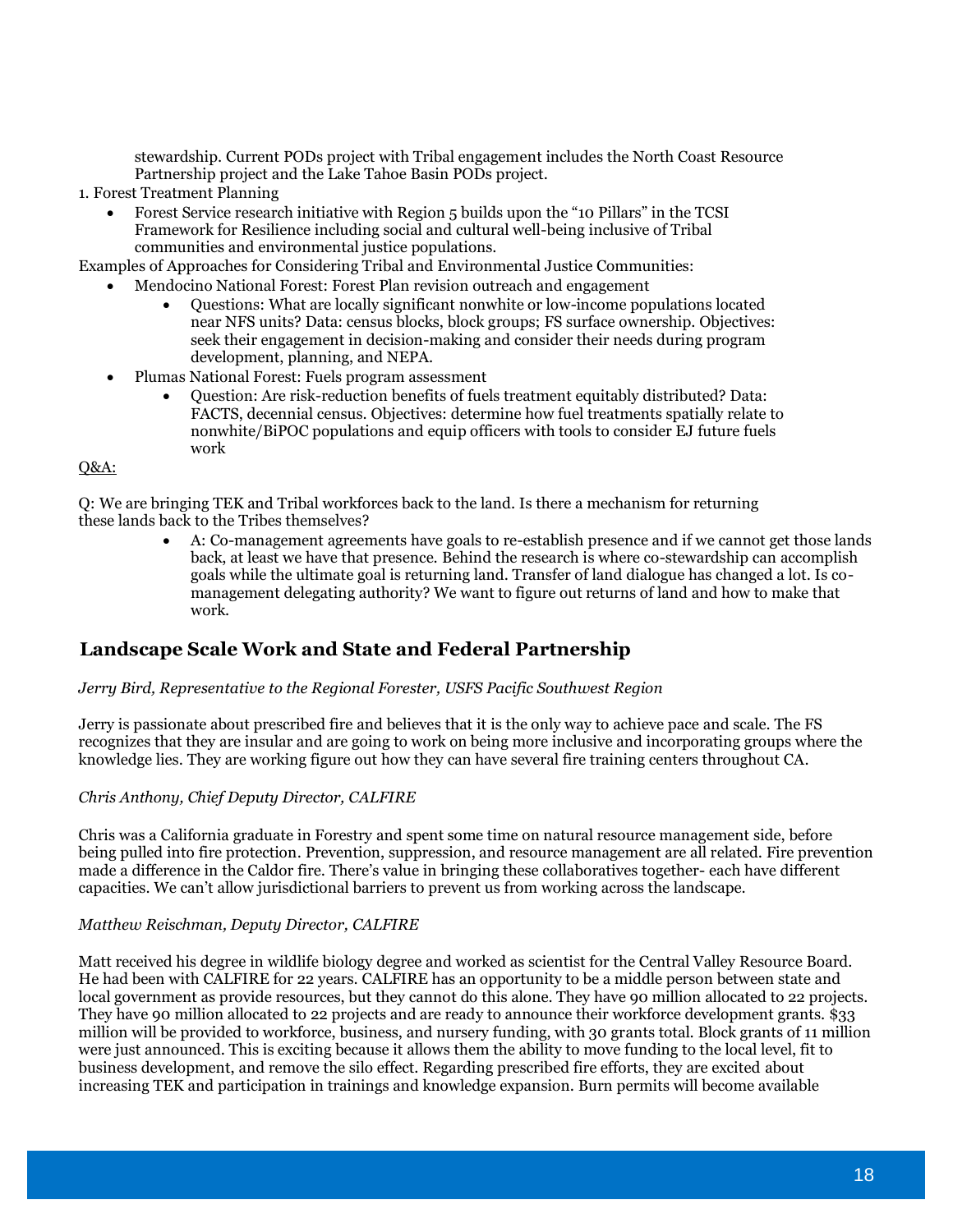stewardship. Current PODs project with Tribal engagement includes the North Coast Resource Partnership project and the Lake Tahoe Basin PODs project.

1. Forest Treatment Planning
   - Forest Service research initiative with Region 5 builds upon the "10 Pillars" in the TCSI Framework for Resilience including social and cultural well-being inclusive of Tribal communities and environmental justice populations.

Examples of Approaches for Considering Tribal and Environmental Justice Communities:

- Mendocino National Forest: Forest Plan revision outreach and engagement
  - Questions: What are locally significant nonwhite or low-income populations located near NFS units? Data: census blocks, block groups; FS surface ownership. Objectives: seek their engagement in decision-making and consider their needs during program development, planning, and NEPA.
- Plumas National Forest: Fuels program assessment
  - Question: Are risk-reduction benefits of fuels treatment equitably distributed? Data: FACTS, decennial census. Objectives: determine how fuel treatments spatially relate to nonwhite/BiPOC populations and equip officers with tools to consider EJ future fuels work

Q&A:

Q: We are bringing TEK and Tribal workforces back to the land. Is there a mechanism for returning these lands back to the Tribes themselves?

- A: Co-management agreements have goals to re-establish presence and if we cannot get those lands back, at least we have that presence. Behind the research is where co-stewardship can accomplish goals while the ultimate goal is returning land. Transfer of land dialogue has changed a lot. Is co-management delegating authority? We want to figure out returns of land and how to make that work.

## Landscape Scale Work and State and Federal Partnership

*Jerry Bird, Representative to the Regional Forester, USFS Pacific Southwest Region*

Jerry is passionate about prescribed fire and believes that it is the only way to achieve pace and scale. The FS recognizes that they are insular and are going to work on being more inclusive and incorporating groups where the knowledge lies. They are working figure out how they can have several fire training centers throughout CA.

*Chris Anthony, Chief Deputy Director, CALFIRE*

Chris was a California graduate in Forestry and spent some time on natural resource management side, before being pulled into fire protection. Prevention, suppression, and resource management are all related. Fire prevention made a difference in the Caldor fire. There's value in bringing these collaboratives together- each have different capacities. We can't allow jurisdictional barriers to prevent us from working across the landscape.

*Matthew Reischman, Deputy Director, CALFIRE*

Matt received his degree in wildlife biology degree and worked as scientist for the Central Valley Resource Board. He had been with CALFIRE for 22 years. CALFIRE has an opportunity to be a middle person between state and local government as provide resources, but they cannot do this alone. They have 90 million allocated to 22 projects. They have 90 million allocated to 22 projects and are ready to announce their workforce development grants. $33 million will be provided to workforce, business, and nursery funding, with 30 grants total. Block grants of 11 million were just announced. This is exciting because it allows them the ability to move funding to the local level, fit to business development, and remove the silo effect. Regarding prescribed fire efforts, they are excited about increasing TEK and participation in trainings and knowledge expansion. Burn permits will become available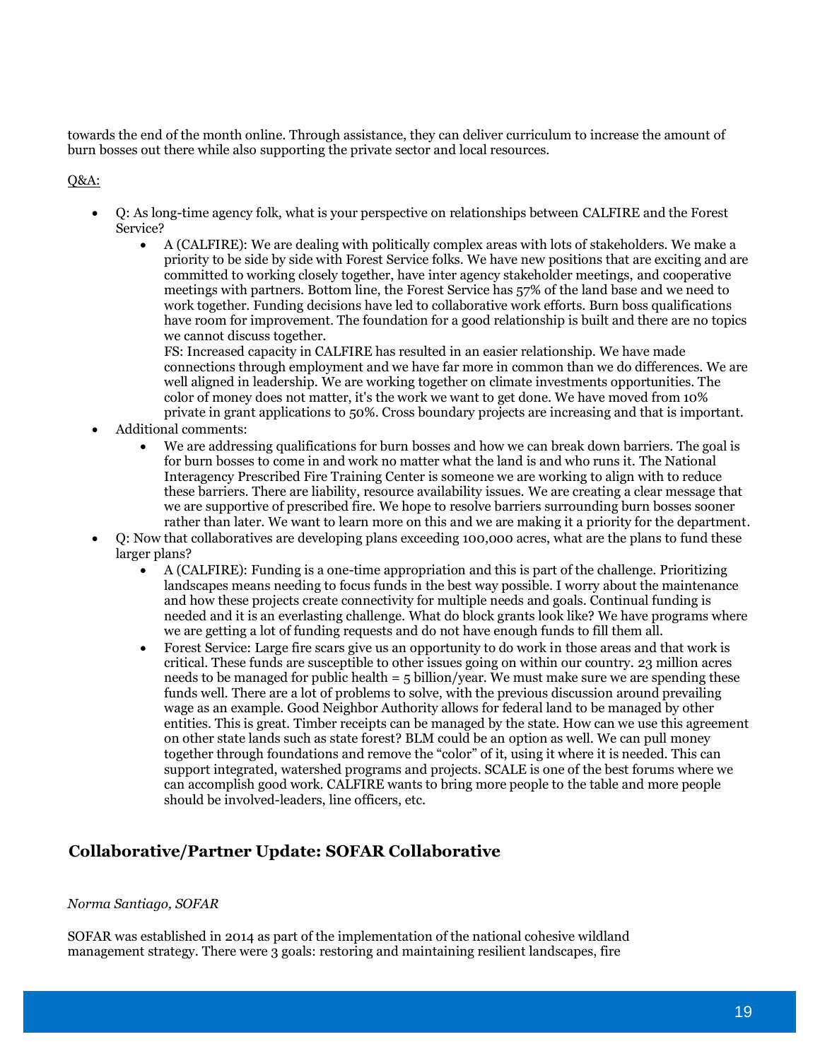towards the end of the month online. Through assistance, they can deliver curriculum to increase the amount of burn bosses out there while also supporting the private sector and local resources.

Q&A:

- Q: As long-time agency folk, what is your perspective on relationships between CALFIRE and the Forest Service?
  - A (CALFIRE): We are dealing with politically complex areas with lots of stakeholders. We make a priority to be side by side with Forest Service folks. We have new positions that are exciting and are committed to working closely together, have inter agency stakeholder meetings, and cooperative meetings with partners. Bottom line, the Forest Service has 57% of the land base and we need to work together. Funding decisions have led to collaborative work efforts. Burn boss qualifications have room for improvement. The foundation for a good relationship is built and there are no topics we cannot discuss together.
    FS: Increased capacity in CALFIRE has resulted in an easier relationship. We have made connections through employment and we have far more in common than we do differences. We are well aligned in leadership. We are working together on climate investments opportunities. The color of money does not matter, it's the work we want to get done. We have moved from 10% private in grant applications to 50%. Cross boundary projects are increasing and that is important.
- Additional comments:
  - We are addressing qualifications for burn bosses and how we can break down barriers. The goal is for burn bosses to come in and work no matter what the land is and who runs it. The National Interagency Prescribed Fire Training Center is someone we are working to align with to reduce these barriers. There are liability, resource availability issues. We are creating a clear message that we are supportive of prescribed fire. We hope to resolve barriers surrounding burn bosses sooner rather than later. We want to learn more on this and we are making it a priority for the department.
- Q: Now that collaboratives are developing plans exceeding 100,000 acres, what are the plans to fund these larger plans?
  - A (CALFIRE): Funding is a one-time appropriation and this is part of the challenge. Prioritizing landscapes means needing to focus funds in the best way possible. I worry about the maintenance and how these projects create connectivity for multiple needs and goals. Continual funding is needed and it is an everlasting challenge. What do block grants look like? We have programs where we are getting a lot of funding requests and do not have enough funds to fill them all.
  - Forest Service: Large fire scars give us an opportunity to do work in those areas and that work is critical. These funds are susceptible to other issues going on within our country. 23 million acres needs to be managed for public health = 5 billion/year. We must make sure we are spending these funds well. There are a lot of problems to solve, with the previous discussion around prevailing wage as an example. Good Neighbor Authority allows for federal land to be managed by other entities. This is great. Timber receipts can be managed by the state. How can we use this agreement on other state lands such as state forest? BLM could be an option as well. We can pull money together through foundations and remove the "color" of it, using it where it is needed. This can support integrated, watershed programs and projects. SCALE is one of the best forums where we can accomplish good work. CALFIRE wants to bring more people to the table and more people should be involved-leaders, line officers, etc.

## Collaborative/Partner Update: SOFAR Collaborative

*Norma Santiago, SOFAR*

SOFAR was established in 2014 as part of the implementation of the national cohesive wildland management strategy. There were 3 goals: restoring and maintaining resilient landscapes, fire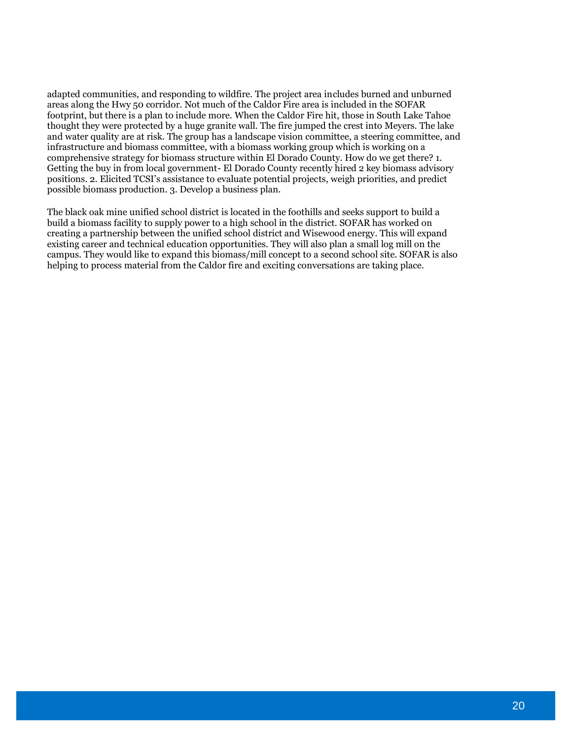adapted communities, and responding to wildfire. The project area includes burned and unburned areas along the Hwy 50 corridor. Not much of the Caldor Fire area is included in the SOFAR footprint, but there is a plan to include more. When the Caldor Fire hit, those in South Lake Tahoe thought they were protected by a huge granite wall. The fire jumped the crest into Meyers. The lake and water quality are at risk. The group has a landscape vision committee, a steering committee, and infrastructure and biomass committee, with a biomass working group which is working on a comprehensive strategy for biomass structure within El Dorado County. How do we get there? 1. Getting the buy in from local government- El Dorado County recently hired 2 key biomass advisory positions. 2. Elicited TCSI's assistance to evaluate potential projects, weigh priorities, and predict possible biomass production. 3. Develop a business plan.

The black oak mine unified school district is located in the foothills and seeks support to build a build a biomass facility to supply power to a high school in the district. SOFAR has worked on creating a partnership between the unified school district and Wisewood energy. This will expand existing career and technical education opportunities. They will also plan a small log mill on the campus. They would like to expand this biomass/mill concept to a second school site. SOFAR is also helping to process material from the Caldor fire and exciting conversations are taking place.